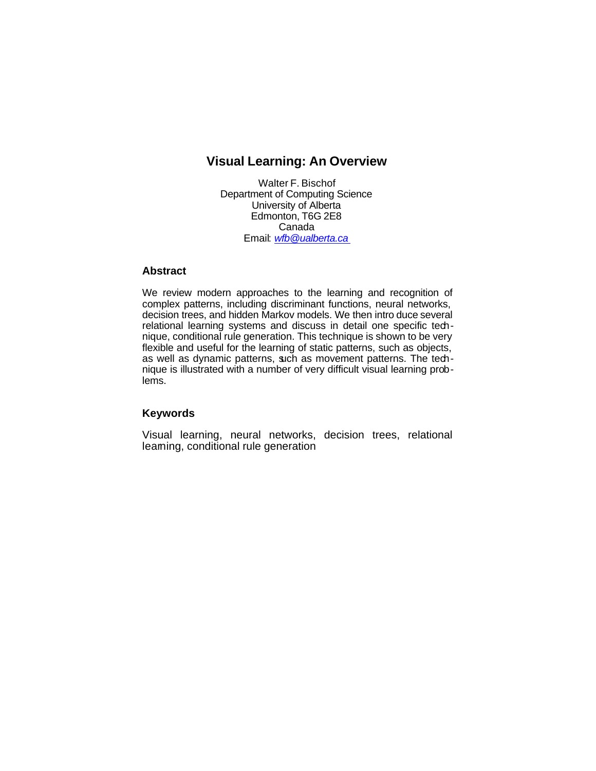# Visual Learning: An Overview

Walter F. Bischof
Department of Computing Science
University of Alberta
Edmonton, T6G 2E8
Canada
Email: *wfb@ualberta.ca*

## Abstract

We review modern approaches to the learning and recognition of complex patterns, including discriminant functions, neural networks, decision trees, and hidden Markov models. We then introduce several relational learning systems and discuss in detail one specific technique, conditional rule generation. This technique is shown to be very flexible and useful for the learning of static patterns, such as objects, as well as dynamic patterns, such as movement patterns. The technique is illustrated with a number of very difficult visual learning problems.

## Keywords

Visual learning, neural networks, decision trees, relational learning, conditional rule generation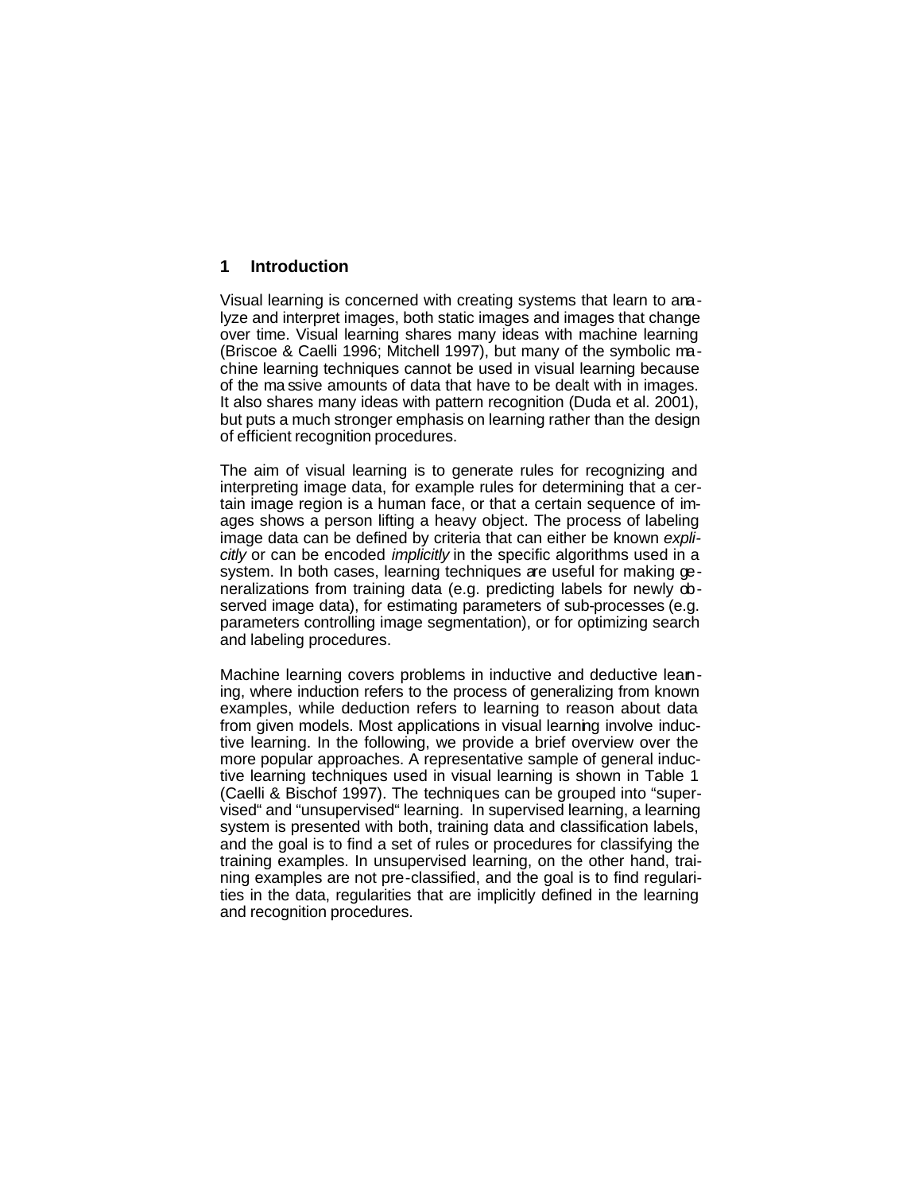## 1 Introduction

Visual learning is concerned with creating systems that learn to analyze and interpret images, both static images and images that change over time. Visual learning shares many ideas with machine learning (Briscoe & Caelli 1996; Mitchell 1997), but many of the symbolic machine learning techniques cannot be used in visual learning because of the massive amounts of data that have to be dealt with in images. It also shares many ideas with pattern recognition (Duda et al. 2001), but puts a much stronger emphasis on learning rather than the design of efficient recognition procedures.

The aim of visual learning is to generate rules for recognizing and interpreting image data, for example rules for determining that a certain image region is a human face, or that a certain sequence of images shows a person lifting a heavy object. The process of labeling image data can be defined by criteria that can either be known *explicitly* or can be encoded *implicitly* in the specific algorithms used in a system. In both cases, learning techniques are useful for making generalizations from training data (e.g. predicting labels for newly observed image data), for estimating parameters of sub-processes (e.g. parameters controlling image segmentation), or for optimizing search and labeling procedures.

Machine learning covers problems in inductive and deductive learning, where induction refers to the process of generalizing from known examples, while deduction refers to learning to reason about data from given models. Most applications in visual learning involve inductive learning. In the following, we provide a brief overview over the more popular approaches. A representative sample of general inductive learning techniques used in visual learning is shown in Table 1 (Caelli & Bischof 1997). The techniques can be grouped into "supervised" and "unsupervised" learning. In supervised learning, a learning system is presented with both, training data and classification labels, and the goal is to find a set of rules or procedures for classifying the training examples. In unsupervised learning, on the other hand, training examples are not pre-classified, and the goal is to find regularities in the data, regularities that are implicitly defined in the learning and recognition procedures.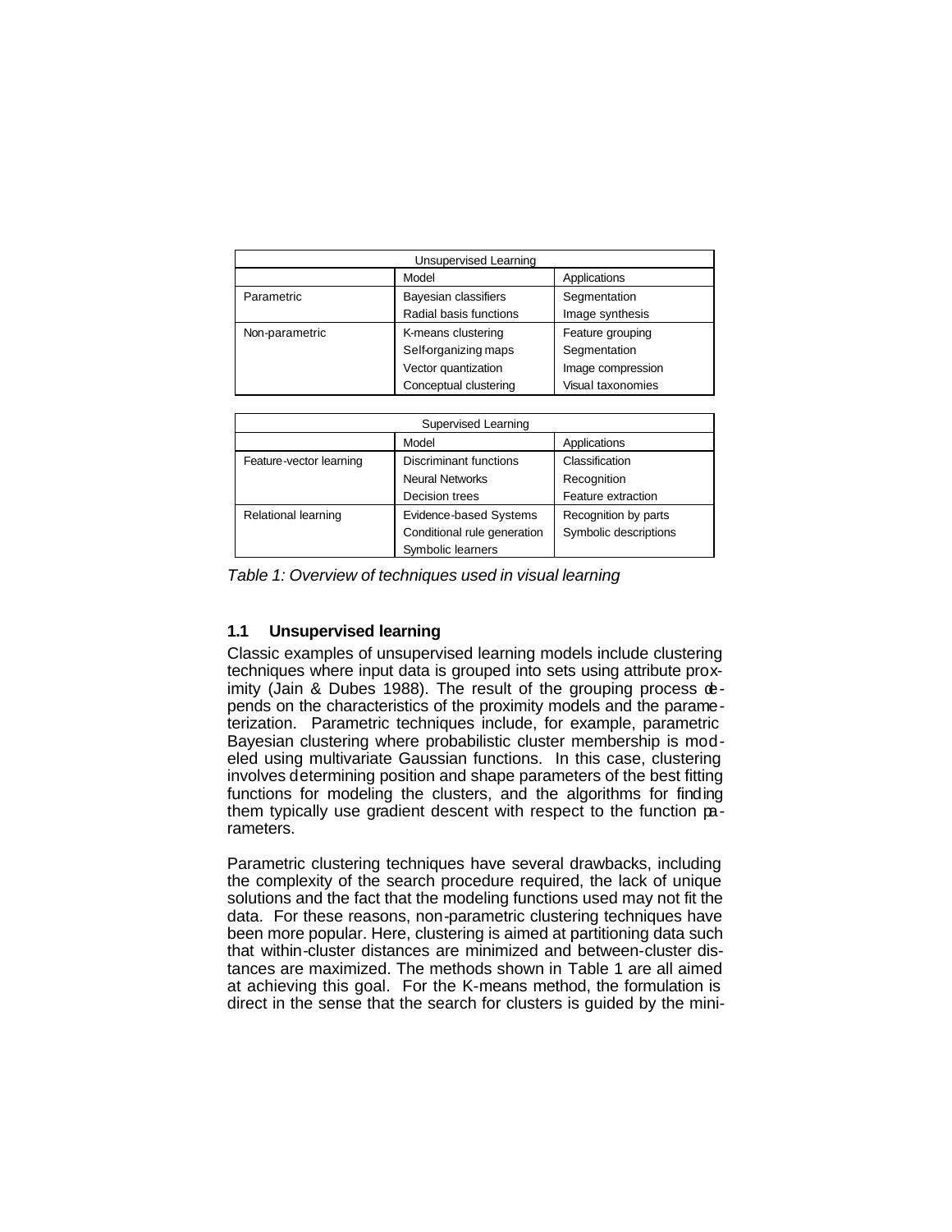| Unsupervised Learning | | |
|---|---|---|
| | Model | Applications |
| Parametric | Bayesian classifiers | Segmentation |
| | Radial basis functions | Image synthesis |
| Non-parametric | K-means clustering | Feature grouping |
| | Self-organizing maps | Segmentation |
| | Vector quantization | Image compression |
| | Conceptual clustering | Visual taxonomies |

| Supervised Learning | | |
|---|---|---|
| | Model | Applications |
| Feature-vector learning | Discriminant functions | Classification |
| | Neural Networks | Recognition |
| | Decision trees | Feature extraction |
| Relational learning | Evidence-based Systems | Recognition by parts |
| | Conditional rule generation | Symbolic descriptions |
| | Symbolic learners | |

*Table 1: Overview of techniques used in visual learning*

### 1.1 Unsupervised learning

Classic examples of unsupervised learning models include clustering techniques where input data is grouped into sets using attribute proximity (Jain & Dubes 1988). The result of the grouping process depends on the characteristics of the proximity models and the parameterization. Parametric techniques include, for example, parametric Bayesian clustering where probabilistic cluster membership is modeled using multivariate Gaussian functions. In this case, clustering involves determining position and shape parameters of the best fitting functions for modeling the clusters, and the algorithms for finding them typically use gradient descent with respect to the function parameters.

Parametric clustering techniques have several drawbacks, including the complexity of the search procedure required, the lack of unique solutions and the fact that the modeling functions used may not fit the data. For these reasons, non-parametric clustering techniques have been more popular. Here, clustering is aimed at partitioning data such that within-cluster distances are minimized and between-cluster distances are maximized. The methods shown in Table 1 are all aimed at achieving this goal. For the K-means method, the formulation is direct in the sense that the search for clusters is guided by the mini-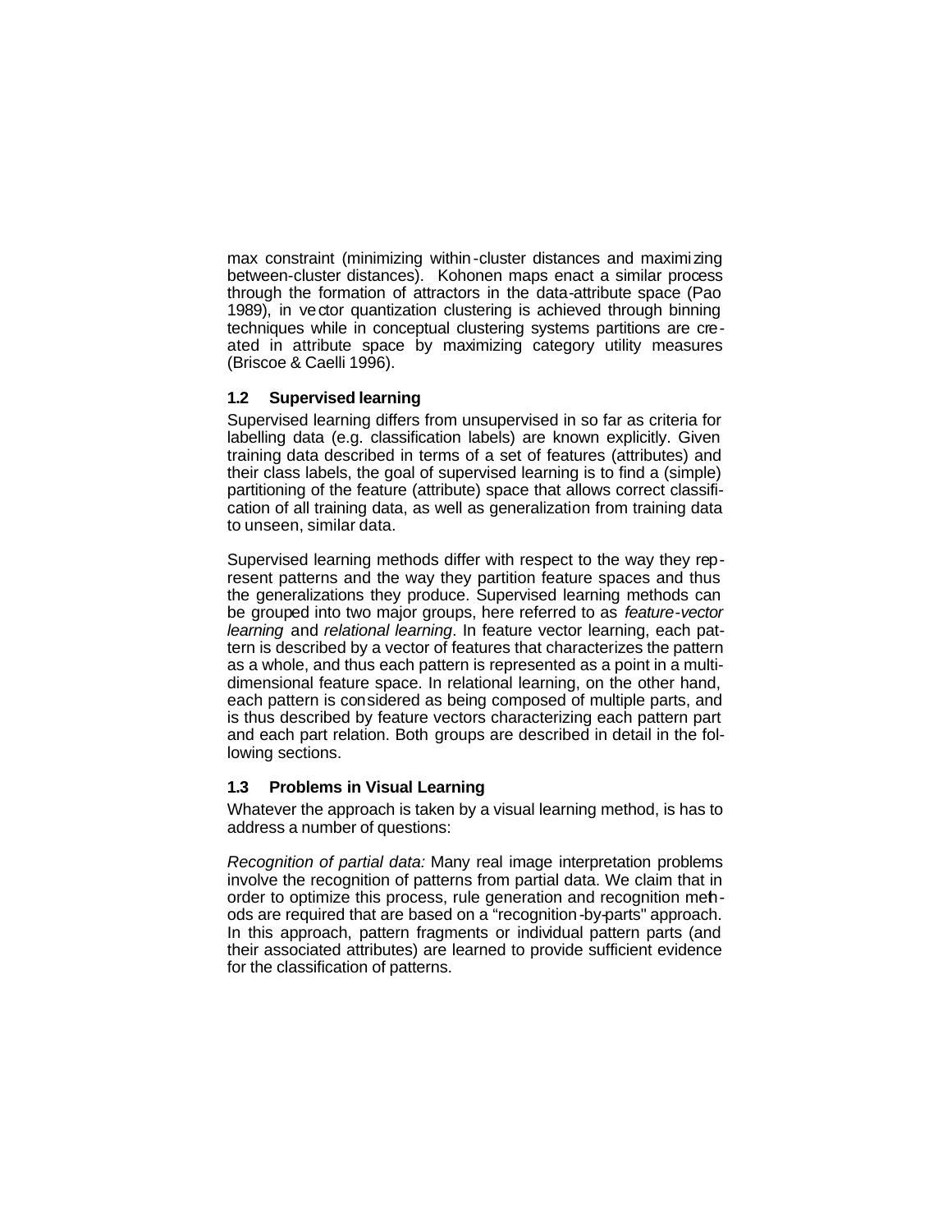max constraint (minimizing within-cluster distances and maximizing between-cluster distances). Kohonen maps enact a similar process through the formation of attractors in the data-attribute space (Pao 1989), in vector quantization clustering is achieved through binning techniques while in conceptual clustering systems partitions are created in attribute space by maximizing category utility measures (Briscoe & Caelli 1996).

### 1.2 Supervised learning

Supervised learning differs from unsupervised in so far as criteria for labelling data (e.g. classification labels) are known explicitly. Given training data described in terms of a set of features (attributes) and their class labels, the goal of supervised learning is to find a (simple) partitioning of the feature (attribute) space that allows correct classification of all training data, as well as generalization from training data to unseen, similar data.

Supervised learning methods differ with respect to the way they represent patterns and the way they partition feature spaces and thus the generalizations they produce. Supervised learning methods can be grouped into two major groups, here referred to as *feature-vector learning* and *relational learning*. In feature vector learning, each pattern is described by a vector of features that characterizes the pattern as a whole, and thus each pattern is represented as a point in a multidimensional feature space. In relational learning, on the other hand, each pattern is considered as being composed of multiple parts, and is thus described by feature vectors characterizing each pattern part and each part relation. Both groups are described in detail in the following sections.

### 1.3 Problems in Visual Learning

Whatever the approach is taken by a visual learning method, is has to address a number of questions:

*Recognition of partial data:* Many real image interpretation problems involve the recognition of patterns from partial data. We claim that in order to optimize this process, rule generation and recognition methods are required that are based on a "recognition-by-parts" approach. In this approach, pattern fragments or individual pattern parts (and their associated attributes) are learned to provide sufficient evidence for the classification of patterns.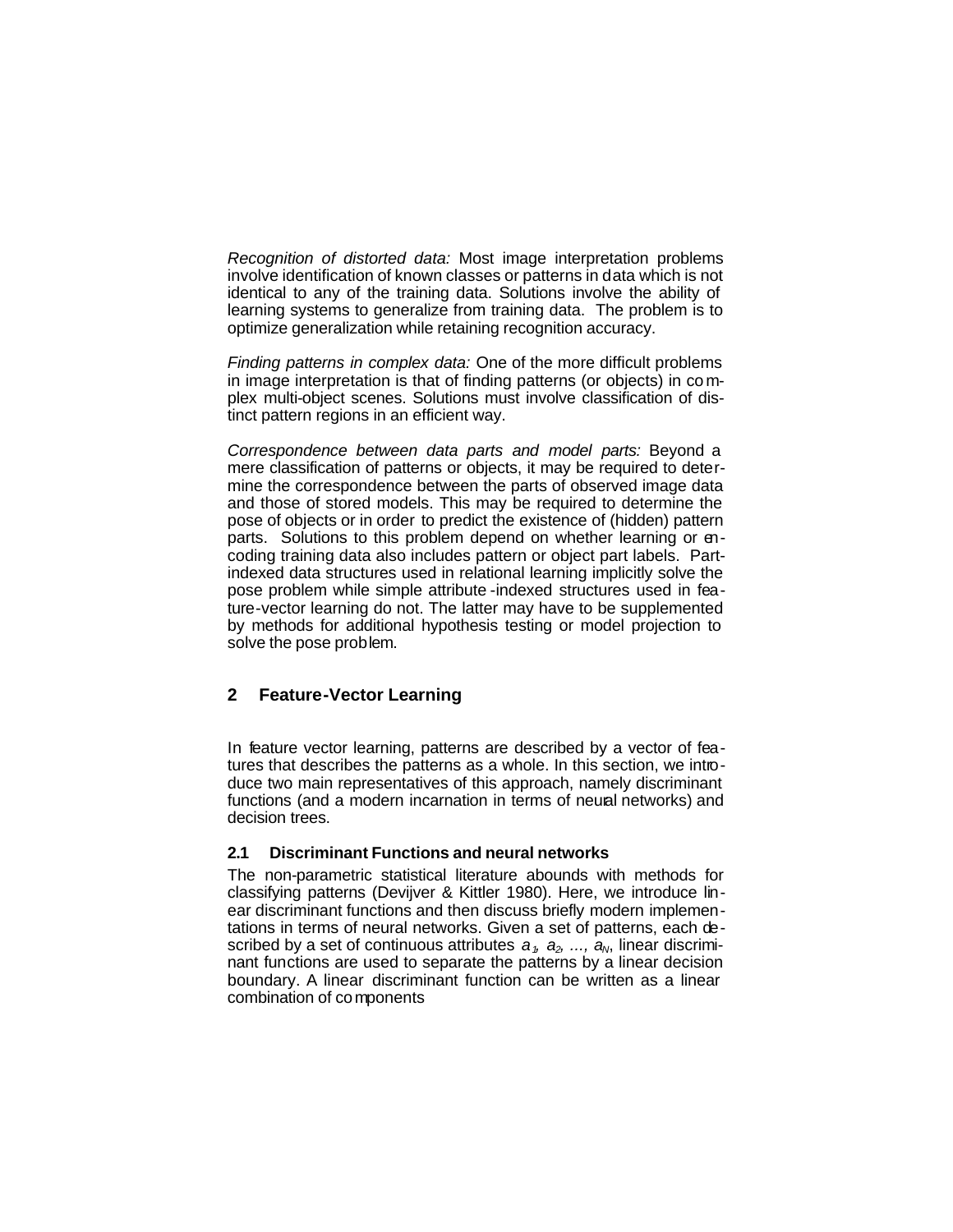*Recognition of distorted data:* Most image interpretation problems involve identification of known classes or patterns in data which is not identical to any of the training data. Solutions involve the ability of learning systems to generalize from training data. The problem is to optimize generalization while retaining recognition accuracy.

*Finding patterns in complex data:* One of the more difficult problems in image interpretation is that of finding patterns (or objects) in complex multi-object scenes. Solutions must involve classification of distinct pattern regions in an efficient way.

*Correspondence between data parts and model parts:* Beyond a mere classification of patterns or objects, it may be required to determine the correspondence between the parts of observed image data and those of stored models. This may be required to determine the pose of objects or in order to predict the existence of (hidden) pattern parts. Solutions to this problem depend on whether learning or encoding training data also includes pattern or object part labels. Part-indexed data structures used in relational learning implicitly solve the pose problem while simple attribute-indexed structures used in feature-vector learning do not. The latter may have to be supplemented by methods for additional hypothesis testing or model projection to solve the pose problem.

## 2 Feature-Vector Learning

In feature vector learning, patterns are described by a vector of features that describes the patterns as a whole. In this section, we introduce two main representatives of this approach, namely discriminant functions (and a modern incarnation in terms of neural networks) and decision trees.

### 2.1 Discriminant Functions and neural networks

The non-parametric statistical literature abounds with methods for classifying patterns (Devijver & Kittler 1980). Here, we introduce linear discriminant functions and then discuss briefly modern implementations in terms of neural networks. Given a set of patterns, each described by a set of continuous attributes $a_1, a_2, \ldots, a_N$, linear discriminant functions are used to separate the patterns by a linear decision boundary. A linear discriminant function can be written as a linear combination of components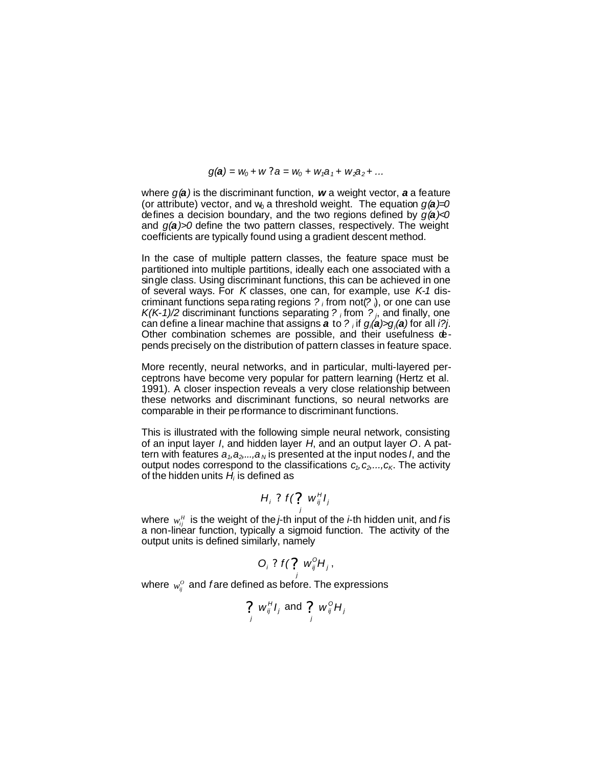$$g(\mathbf{a}) = w_0 + \mathbf{w} \cdot \mathbf{a} = w_0 + w_1 a_1 + w_2 a_2 + \ldots$$

where $g(\mathbf{a})$ is the discriminant function, $\mathbf{w}$ a weight vector, $\mathbf{a}$ a feature (or attribute) vector, and $w_0$ a threshold weight. The equation $g(\mathbf{a})=0$ defines a decision boundary, and the two regions defined by $g(\mathbf{a})<0$ and $g(\mathbf{a})>0$ define the two pattern classes, respectively. The weight coefficients are typically found using a gradient descent method.

In the case of multiple pattern classes, the feature space must be partitioned into multiple partitions, ideally each one associated with a single class. Using discriminant functions, this can be achieved in one of several ways. For $K$ classes, one can, for example, use $K-1$ discriminant functions separating regions $\omega_i$ from not($\omega_i$), or one can use $K(K-1)/2$ discriminant functions separating $\omega_i$ from $\omega_j$, and finally, one can define a linear machine that assigns $\mathbf{a}$ to $\omega_i$ if $g_i(\mathbf{a})>g_j(\mathbf{a})$ for all $i \neq j$. Other combination schemes are possible, and their usefulness depends precisely on the distribution of pattern classes in feature space.

More recently, neural networks, and in particular, multi-layered perceptrons have become very popular for pattern learning (Hertz et al. 1991). A closer inspection reveals a very close relationship between these networks and discriminant functions, so neural networks are comparable in their performance to discriminant functions.

This is illustrated with the following simple neural network, consisting of an input layer $I$, and hidden layer $H$, and an output layer $O$. A pattern with features $a_1, a_2, \ldots, a_N$ is presented at the input nodes $I$, and the output nodes correspond to the classifications $c_1, c_2, \ldots, c_K$. The activity of the hidden units $H_i$ is defined as

$$H_i = f\left(\sum_j w_{ij}^H I_j\right)$$

where $w_{ij}^H$ is the weight of the $j$-th input of the $i$-th hidden unit, and $f$ is a non-linear function, typically a sigmoid function. The activity of the output units is defined similarly, namely

$$O_i = f\left(\sum_j w_{ij}^O H_j\right),$$

where $w_{ij}^O$ and $f$ are defined as before. The expressions

$$\sum_j w_{ij}^H I_j \text{ and } \sum_j w_{ij}^O H_j$$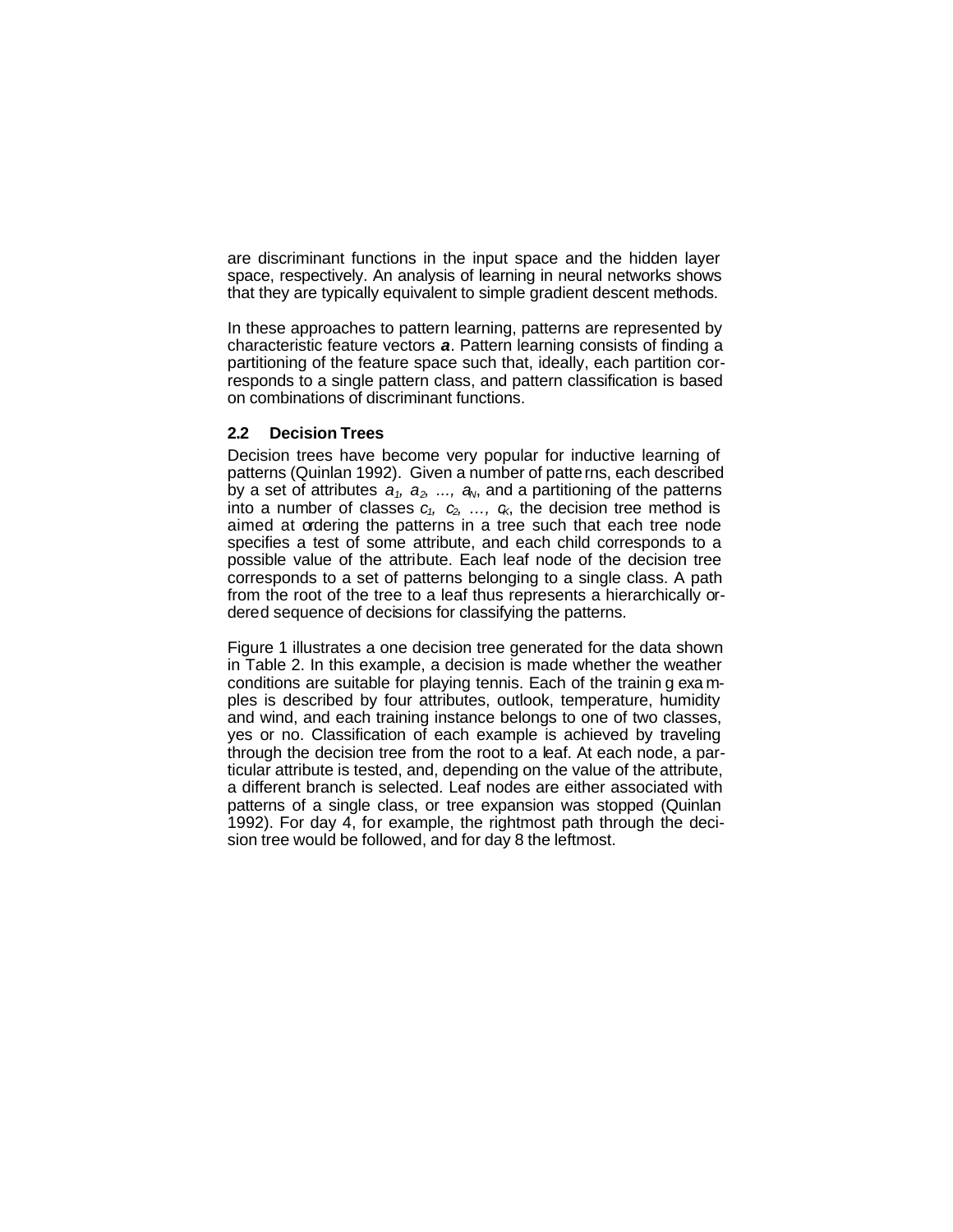are discriminant functions in the input space and the hidden layer space, respectively. An analysis of learning in neural networks shows that they are typically equivalent to simple gradient descent methods.

In these approaches to pattern learning, patterns are represented by characteristic feature vectors ***a***. Pattern learning consists of finding a partitioning of the feature space such that, ideally, each partition corresponds to a single pattern class, and pattern classification is based on combinations of discriminant functions.

### 2.2 Decision Trees

Decision trees have become very popular for inductive learning of patterns (Quinlan 1992). Given a number of patterns, each described by a set of attributes $a_1, a_2, \ldots, a_N$, and a partitioning of the patterns into a number of classes $c_1, c_2, \ldots, c_K$, the decision tree method is aimed at ordering the patterns in a tree such that each tree node specifies a test of some attribute, and each child corresponds to a possible value of the attribute. Each leaf node of the decision tree corresponds to a set of patterns belonging to a single class. A path from the root of the tree to a leaf thus represents a hierarchically ordered sequence of decisions for classifying the patterns.

Figure 1 illustrates a one decision tree generated for the data shown in Table 2. In this example, a decision is made whether the weather conditions are suitable for playing tennis. Each of the training examples is described by four attributes, outlook, temperature, humidity and wind, and each training instance belongs to one of two classes, yes or no. Classification of each example is achieved by traveling through the decision tree from the root to a leaf. At each node, a particular attribute is tested, and, depending on the value of the attribute, a different branch is selected. Leaf nodes are either associated with patterns of a single class, or tree expansion was stopped (Quinlan 1992). For day 4, for example, the rightmost path through the decision tree would be followed, and for day 8 the leftmost.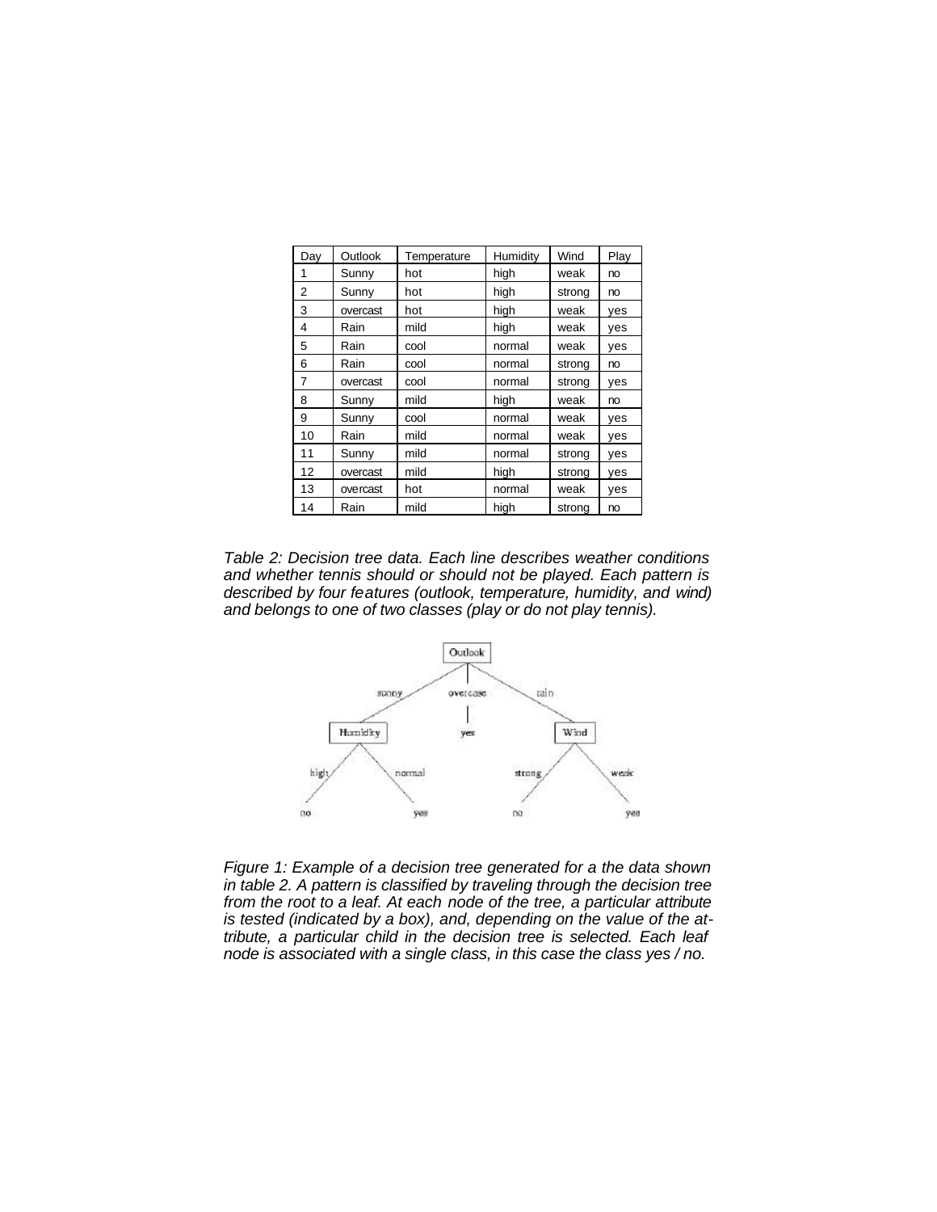| Day | Outlook | Temperature | Humidity | Wind | Play |
| --- | --- | --- | --- | --- | --- |
| 1 | Sunny | hot | high | weak | no |
| 2 | Sunny | hot | high | strong | no |
| 3 | overcast | hot | high | weak | yes |
| 4 | Rain | mild | high | weak | yes |
| 5 | Rain | cool | normal | weak | yes |
| 6 | Rain | cool | normal | strong | no |
| 7 | overcast | cool | normal | strong | yes |
| 8 | Sunny | mild | high | weak | no |
| 9 | Sunny | cool | normal | weak | yes |
| 10 | Rain | mild | normal | weak | yes |
| 11 | Sunny | mild | normal | strong | yes |
| 12 | overcast | mild | high | strong | yes |
| 13 | overcast | hot | normal | weak | yes |
| 14 | Rain | mild | high | strong | no |

*Table 2: Decision tree data. Each line describes weather conditions and whether tennis should or should not be played. Each pattern is described by four features (outlook, temperature, humidity, and wind) and belongs to one of two classes (play or do not play tennis).*

*Figure 1: Example of a decision tree generated for a the data shown in table 2. A pattern is classified by traveling through the decision tree from the root to a leaf. At each node of the tree, a particular attribute is tested (indicated by a box), and, depending on the value of the attribute, a particular child in the decision tree is selected. Each leaf node is associated with a single class, in this case the class yes / no.*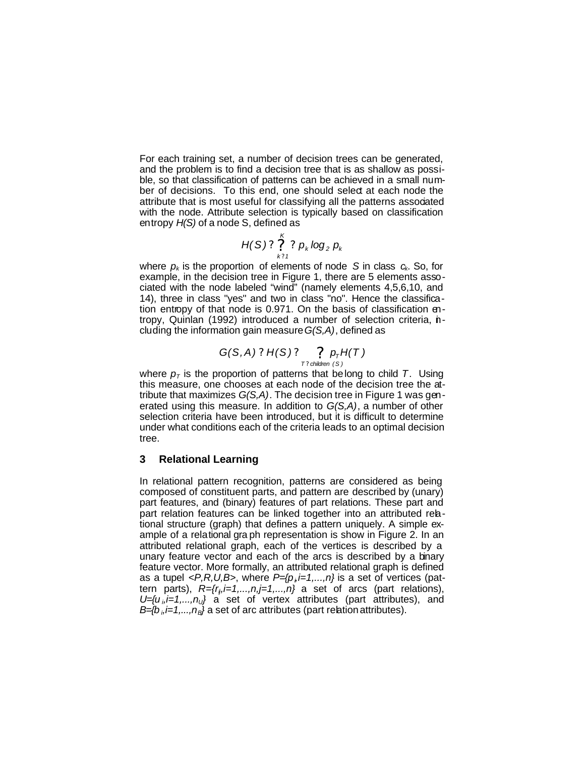For each training set, a number of decision trees can be generated, and the problem is to find a decision tree that is as shallow as possible, so that classification of patterns can be achieved in a small number of decisions. To this end, one should select at each node the attribute that is most useful for classifying all the patterns associated with the node. Attribute selection is typically based on classification entropy *H(S)* of a node S, defined as

$$H(S) = \sum_{k=1}^{K} - p_k \log_2 p_k$$

where $p_k$ is the proportion of elements of node *S* in class $c_k$. So, for example, in the decision tree in Figure 1, there are 5 elements associated with the node labeled "wind" (namely elements 4,5,6,10, and 14), three in class "yes" and two in class "no". Hence the classification entropy of that node is 0.971. On the basis of classification entropy, Quinlan (1992) introduced a number of selection criteria, including the information gain measure *G(S,A)*, defined as

$$G(S,A) = H(S) - \sum_{T \in children(S)} p_T H(T)$$

where $p_T$ is the proportion of patterns that belong to child *T*. Using this measure, one chooses at each node of the decision tree the attribute that maximizes *G(S,A)*. The decision tree in Figure 1 was generated using this measure. In addition to *G(S,A)*, a number of other selection criteria have been introduced, but it is difficult to determine under what conditions each of the criteria leads to an optimal decision tree.

## 3 Relational Learning

In relational pattern recognition, patterns are considered as being composed of constituent parts, and pattern are described by (unary) part features, and (binary) features of part relations. These part and part relation features can be linked together into an attributed relational structure (graph) that defines a pattern uniquely. A simple example of a relational graph representation is show in Figure 2. In an attributed relational graph, each of the vertices is described by a unary feature vector and each of the arcs is described by a binary feature vector. More formally, an attributed relational graph is defined as a tupel *<P,R,U,B>*, where $P=\{p_i, i=1,...,n\}$ is a set of vertices (pattern parts), $R=\{r_{ij}, i=1,...,n, j=1,...,n\}$ a set of arcs (part relations), $U=\{u_i, i=1,...,n_U\}$ a set of vertex attributes (part attributes), and $B=\{b_i, i=1,...,n_B\}$ a set of arc attributes (part relation attributes).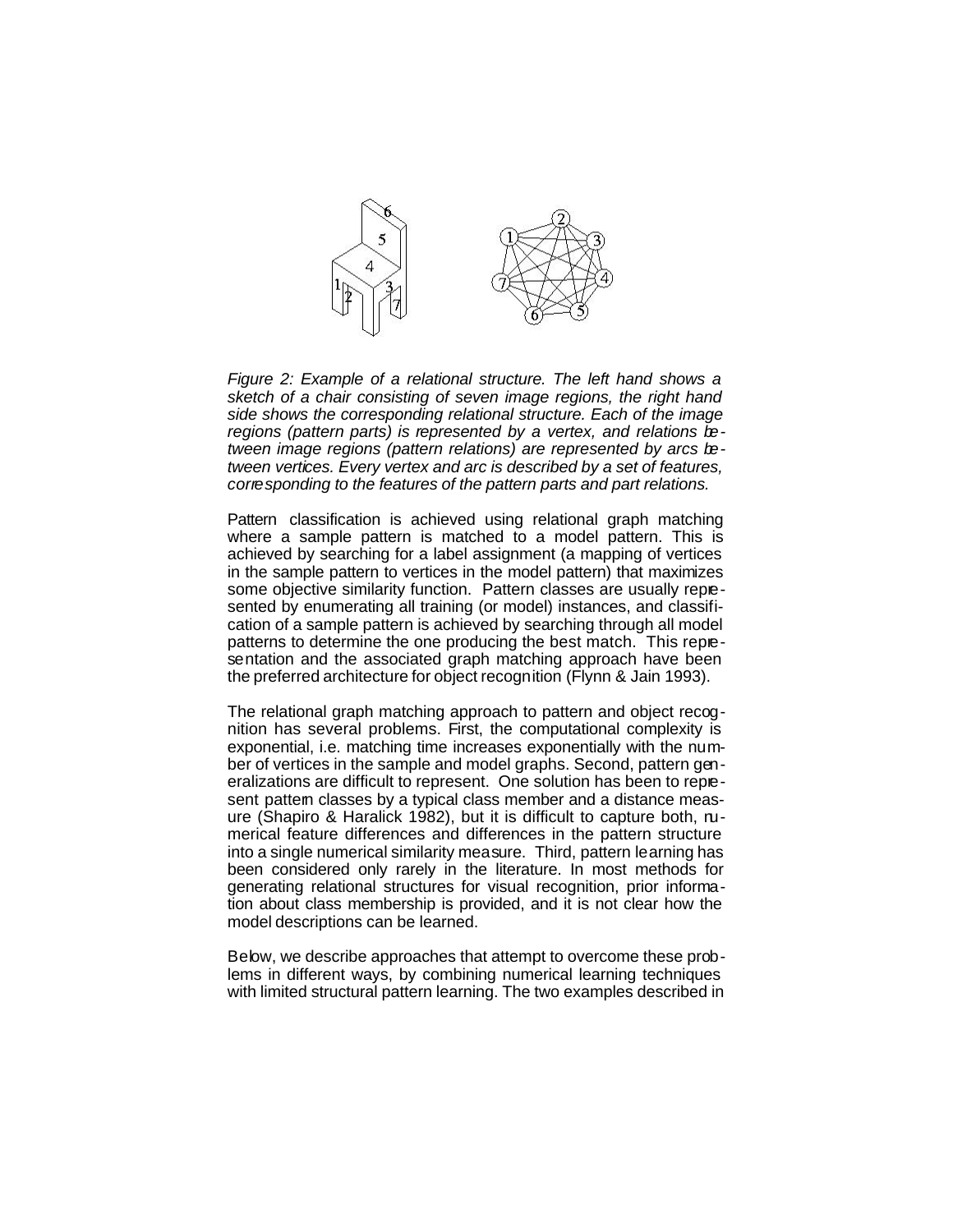*Figure 2: Example of a relational structure. The left hand shows a sketch of a chair consisting of seven image regions, the right hand side shows the corresponding relational structure. Each of the image regions (pattern parts) is represented by a vertex, and relations between image regions (pattern relations) are represented by arcs between vertices. Every vertex and arc is described by a set of features, corresponding to the features of the pattern parts and part relations.*

Pattern classification is achieved using relational graph matching where a sample pattern is matched to a model pattern. This is achieved by searching for a label assignment (a mapping of vertices in the sample pattern to vertices in the model pattern) that maximizes some objective similarity function. Pattern classes are usually represented by enumerating all training (or model) instances, and classification of a sample pattern is achieved by searching through all model patterns to determine the one producing the best match. This representation and the associated graph matching approach have been the preferred architecture for object recognition (Flynn & Jain 1993).

The relational graph matching approach to pattern and object recognition has several problems. First, the computational complexity is exponential, i.e. matching time increases exponentially with the number of vertices in the sample and model graphs. Second, pattern generalizations are difficult to represent. One solution has been to represent pattern classes by a typical class member and a distance measure (Shapiro & Haralick 1982), but it is difficult to capture both, numerical feature differences and differences in the pattern structure into a single numerical similarity measure. Third, pattern learning has been considered only rarely in the literature. In most methods for generating relational structures for visual recognition, prior information about class membership is provided, and it is not clear how the model descriptions can be learned.

Below, we describe approaches that attempt to overcome these problems in different ways, by combining numerical learning techniques with limited structural pattern learning. The two examples described in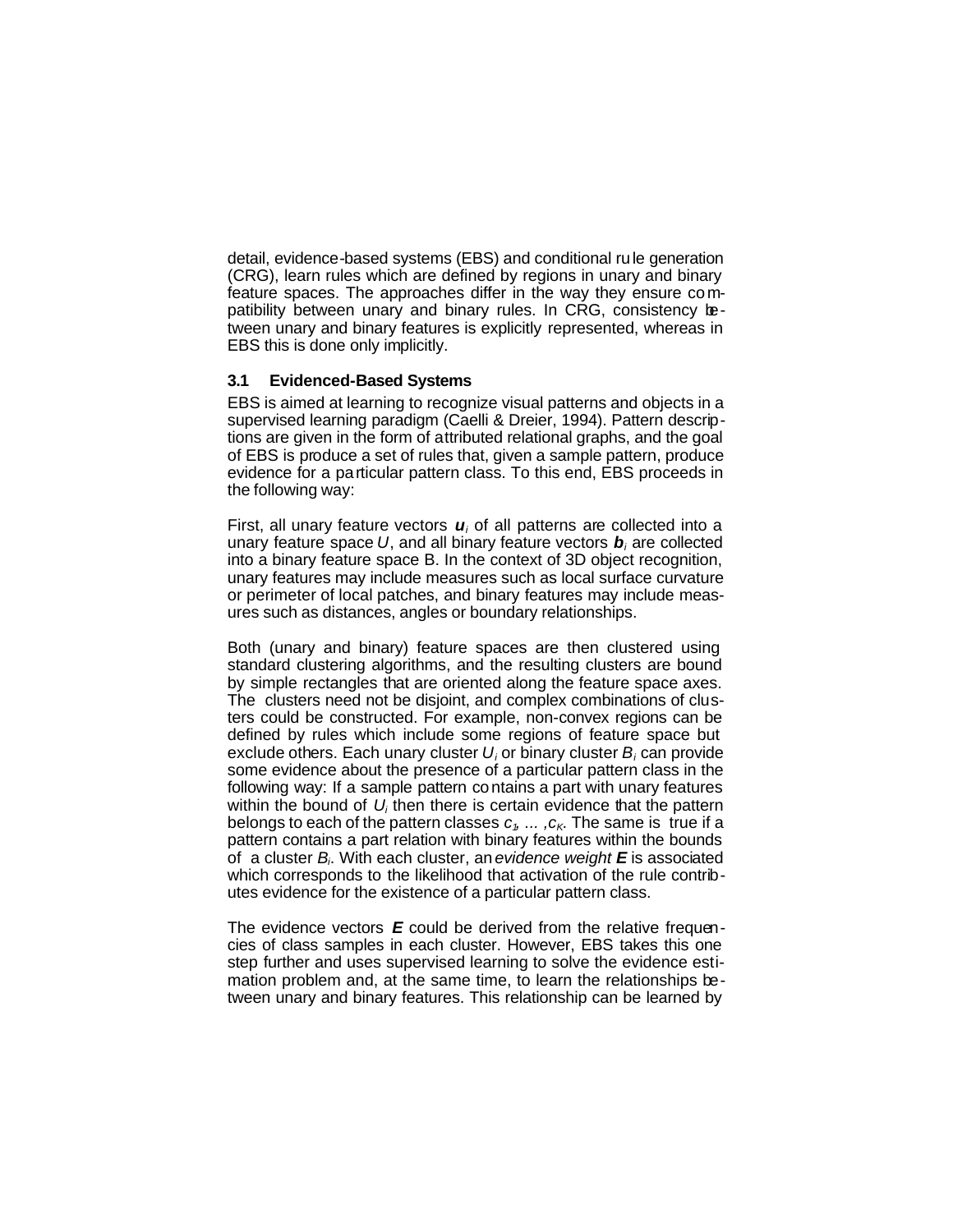detail, evidence-based systems (EBS) and conditional rule generation (CRG), learn rules which are defined by regions in unary and binary feature spaces. The approaches differ in the way they ensure compatibility between unary and binary rules. In CRG, consistency between unary and binary features is explicitly represented, whereas in EBS this is done only implicitly.

### 3.1 Evidenced-Based Systems

EBS is aimed at learning to recognize visual patterns and objects in a supervised learning paradigm (Caelli & Dreier, 1994). Pattern descriptions are given in the form of attributed relational graphs, and the goal of EBS is produce a set of rules that, given a sample pattern, produce evidence for a particular pattern class. To this end, EBS proceeds in the following way:

First, all unary feature vectors $\boldsymbol{u}_i$ of all patterns are collected into a unary feature space $U$, and all binary feature vectors $\boldsymbol{b}_i$ are collected into a binary feature space B. In the context of 3D object recognition, unary features may include measures such as local surface curvature or perimeter of local patches, and binary features may include measures such as distances, angles or boundary relationships.

Both (unary and binary) feature spaces are then clustered using standard clustering algorithms, and the resulting clusters are bound by simple rectangles that are oriented along the feature space axes. The clusters need not be disjoint, and complex combinations of clusters could be constructed. For example, non-convex regions can be defined by rules which include some regions of feature space but exclude others. Each unary cluster $U_i$ or binary cluster $B_i$ can provide some evidence about the presence of a particular pattern class in the following way: If a sample pattern contains a part with unary features within the bound of $U_i$ then there is certain evidence that the pattern belongs to each of the pattern classes $c_1, \ldots, c_K$. The same is true if a pattern contains a part relation with binary features within the bounds of a cluster $B_i$. With each cluster, an *evidence weight* $\boldsymbol{E}$ is associated which corresponds to the likelihood that activation of the rule contributes evidence for the existence of a particular pattern class.

The evidence vectors $\boldsymbol{E}$ could be derived from the relative frequencies of class samples in each cluster. However, EBS takes this one step further and uses supervised learning to solve the evidence estimation problem and, at the same time, to learn the relationships between unary and binary features. This relationship can be learned by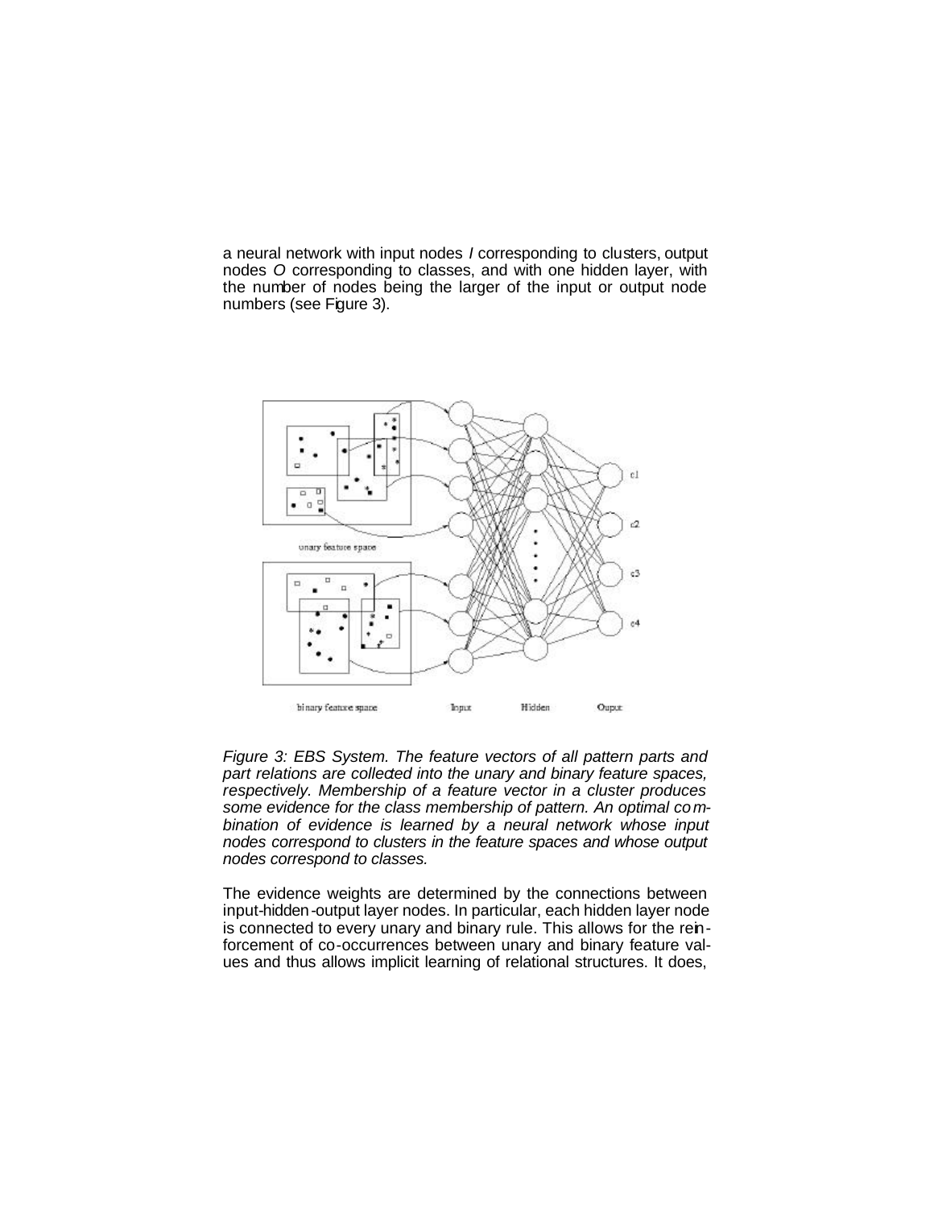a neural network with input nodes $I$ corresponding to clusters, output nodes $O$ corresponding to classes, and with one hidden layer, with the number of nodes being the larger of the input or output node numbers (see Figure 3).

*Figure 3: EBS System. The feature vectors of all pattern parts and part relations are collected into the unary and binary feature spaces, respectively. Membership of a feature vector in a cluster produces some evidence for the class membership of pattern. An optimal combination of evidence is learned by a neural network whose input nodes correspond to clusters in the feature spaces and whose output nodes correspond to classes.*

The evidence weights are determined by the connections between input-hidden-output layer nodes. In particular, each hidden layer node is connected to every unary and binary rule. This allows for the reinforcement of co-occurrences between unary and binary feature values and thus allows implicit learning of relational structures. It does,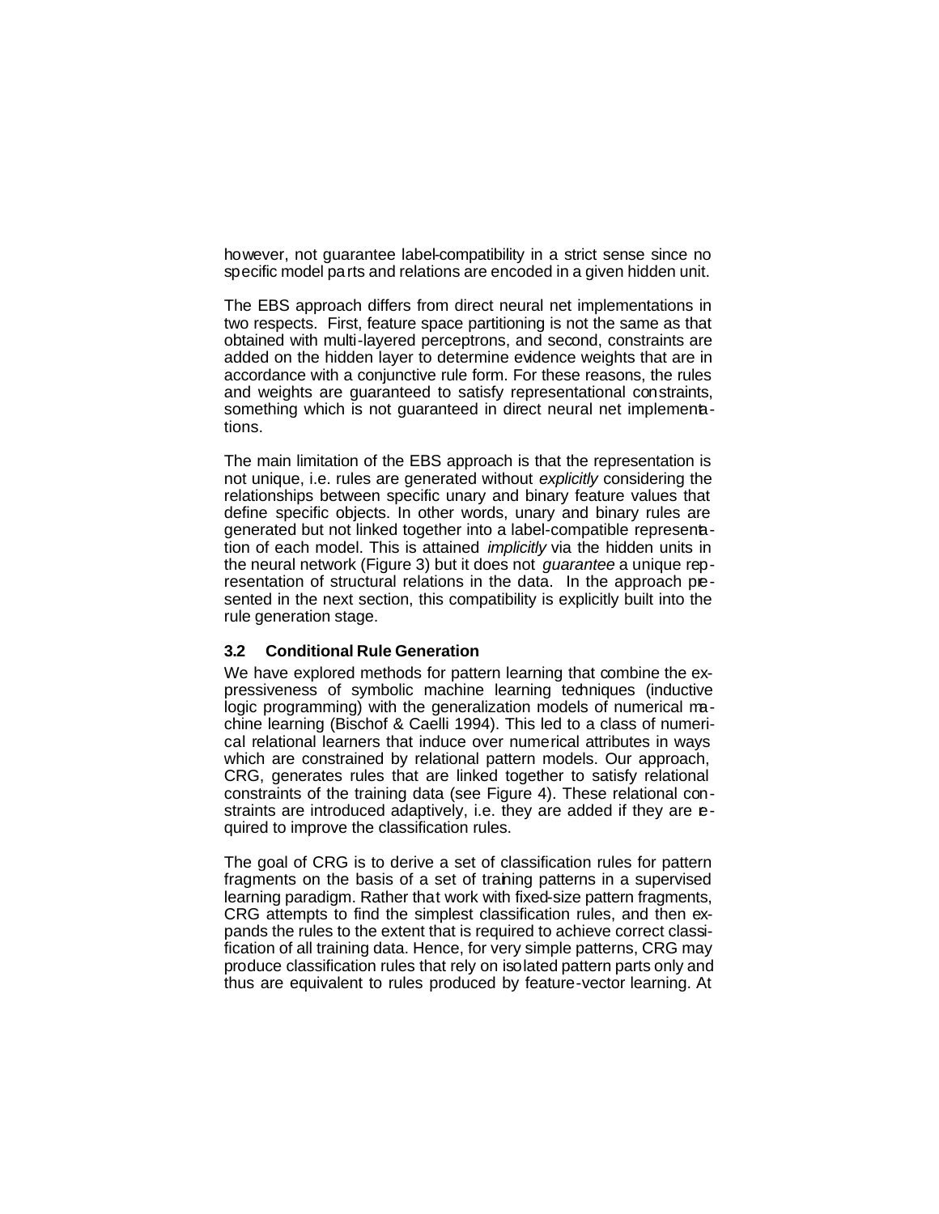however, not guarantee label-compatibility in a strict sense since no specific model parts and relations are encoded in a given hidden unit.

The EBS approach differs from direct neural net implementations in two respects. First, feature space partitioning is not the same as that obtained with multi-layered perceptrons, and second, constraints are added on the hidden layer to determine evidence weights that are in accordance with a conjunctive rule form. For these reasons, the rules and weights are guaranteed to satisfy representational constraints, something which is not guaranteed in direct neural net implementations.

The main limitation of the EBS approach is that the representation is not unique, i.e. rules are generated without *explicitly* considering the relationships between specific unary and binary feature values that define specific objects. In other words, unary and binary rules are generated but not linked together into a label-compatible representation of each model. This is attained *implicitly* via the hidden units in the neural network (Figure 3) but it does not *guarantee* a unique representation of structural relations in the data. In the approach presented in the next section, this compatibility is explicitly built into the rule generation stage.

### 3.2 Conditional Rule Generation

We have explored methods for pattern learning that combine the expressiveness of symbolic machine learning techniques (inductive logic programming) with the generalization models of numerical machine learning (Bischof & Caelli 1994). This led to a class of numerical relational learners that induce over numerical attributes in ways which are constrained by relational pattern models. Our approach, CRG, generates rules that are linked together to satisfy relational constraints of the training data (see Figure 4). These relational constraints are introduced adaptively, i.e. they are added if they are required to improve the classification rules.

The goal of CRG is to derive a set of classification rules for pattern fragments on the basis of a set of training patterns in a supervised learning paradigm. Rather that work with fixed-size pattern fragments, CRG attempts to find the simplest classification rules, and then expands the rules to the extent that is required to achieve correct classification of all training data. Hence, for very simple patterns, CRG may produce classification rules that rely on isolated pattern parts only and thus are equivalent to rules produced by feature-vector learning. At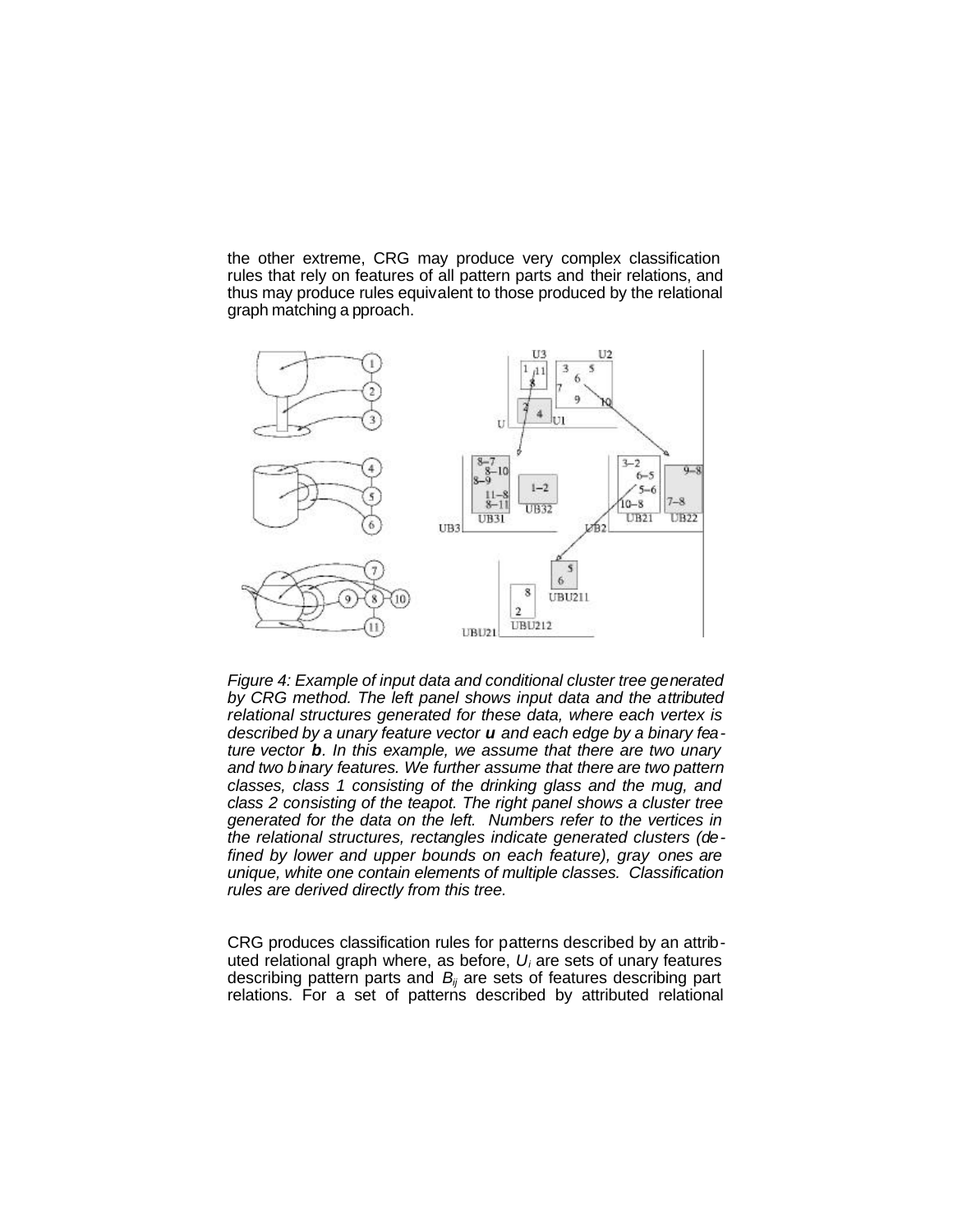the other extreme, CRG may produce very complex classification rules that rely on features of all pattern parts and their relations, and thus may produce rules equivalent to those produced by the relational graph matching approach.

*Figure 4: Example of input data and conditional cluster tree generated by CRG method. The left panel shows input data and the attributed relational structures generated for these data, where each vertex is described by a unary feature vector **u** and each edge by a binary feature vector **b**. In this example, we assume that there are two unary and two binary features. We further assume that there are two pattern classes, class 1 consisting of the drinking glass and the mug, and class 2 consisting of the teapot. The right panel shows a cluster tree generated for the data on the left. Numbers refer to the vertices in the relational structures, rectangles indicate generated clusters (defined by lower and upper bounds on each feature), gray ones are unique, white one contain elements of multiple classes. Classification rules are derived directly from this tree.*

CRG produces classification rules for patterns described by an attributed relational graph where, as before, $U_i$ are sets of unary features describing pattern parts and $B_{ij}$ are sets of features describing part relations. For a set of patterns described by attributed relational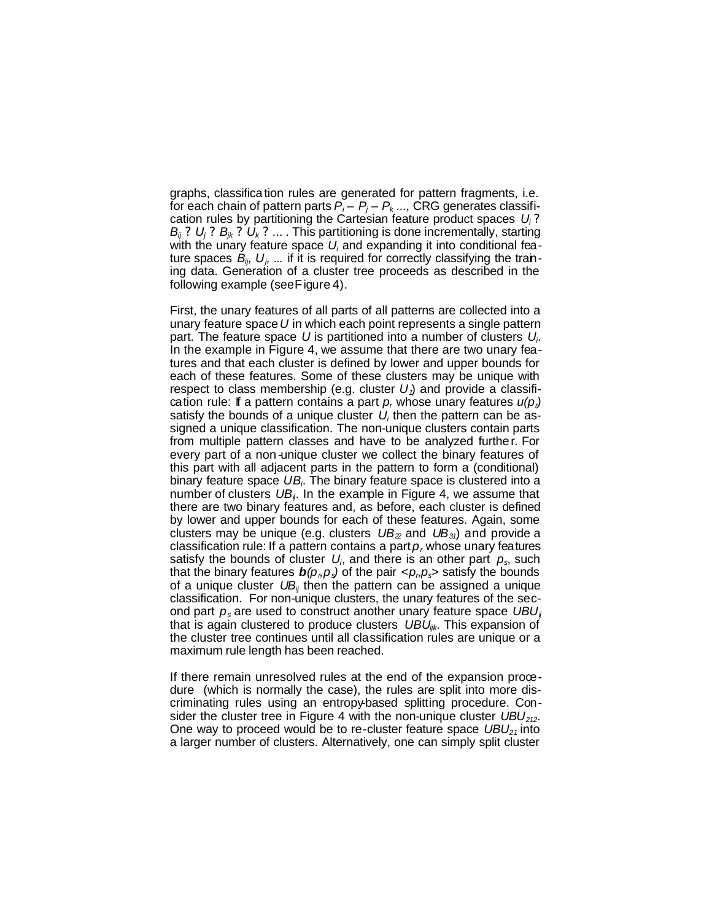graphs, classification rules are generated for pattern fragments, i.e. for each chain of pattern parts $P_i - P_j - P_k ...,$ CRG generates classification rules by partitioning the Cartesian feature product spaces $U_i$ ? $B_{ij}$ ? $U_j$ ? $B_{jk}$ ? $U_k$ ? ... . This partitioning is done incrementally, starting with the unary feature space $U_i$ and expanding it into conditional feature spaces $B_{ij}$, $U_j$, ... if it is required for correctly classifying the training data. Generation of a cluster tree proceeds as described in the following example (see Figure 4).

First, the unary features of all parts of all patterns are collected into a unary feature space $U$ in which each point represents a single pattern part. The feature space $U$ is partitioned into a number of clusters $U_i$. In the example in Figure 4, we assume that there are two unary features and that each cluster is defined by lower and upper bounds for each of these features. Some of these clusters may be unique with respect to class membership (e.g. cluster $U_1$) and provide a classification rule: If a pattern contains a part $p_r$ whose unary features $u(p_r)$ satisfy the bounds of a unique cluster $U_i$ then the pattern can be assigned a unique classification. The non-unique clusters contain parts from multiple pattern classes and have to be analyzed further. For every part of a non-unique cluster we collect the binary features of this part with all adjacent parts in the pattern to form a (conditional) binary feature space $UB_i$. The binary feature space is clustered into a number of clusters $UB_{ij}$. In the example in Figure 4, we assume that there are two binary features and, as before, each cluster is defined by lower and upper bounds for each of these features. Again, some clusters may be unique (e.g. clusters $UB_{22}$ and $UB_{31}$) and provide a classification rule: If a pattern contains a part $p_r$ whose unary features satisfy the bounds of cluster $U_i$, and there is an other part $p_s$, such that the binary features $\boldsymbol{b}(p_r,p_s)$ of the pair $<p_r,p_s>$ satisfy the bounds of a unique cluster $UB_{ij}$ then the pattern can be assigned a unique classification. For non-unique clusters, the unary features of the second part $p_s$ are used to construct another unary feature space $UBU_{ij}$ that is again clustered to produce clusters $UBU_{ijk}$. This expansion of the cluster tree continues until all classification rules are unique or a maximum rule length has been reached.

If there remain unresolved rules at the end of the expansion procedure (which is normally the case), the rules are split into more discriminating rules using an entropy-based splitting procedure. Consider the cluster tree in Figure 4 with the non-unique cluster $UBU_{212}$. One way to proceed would be to re-cluster feature space $UBU_{21}$ into a larger number of clusters. Alternatively, one can simply split cluster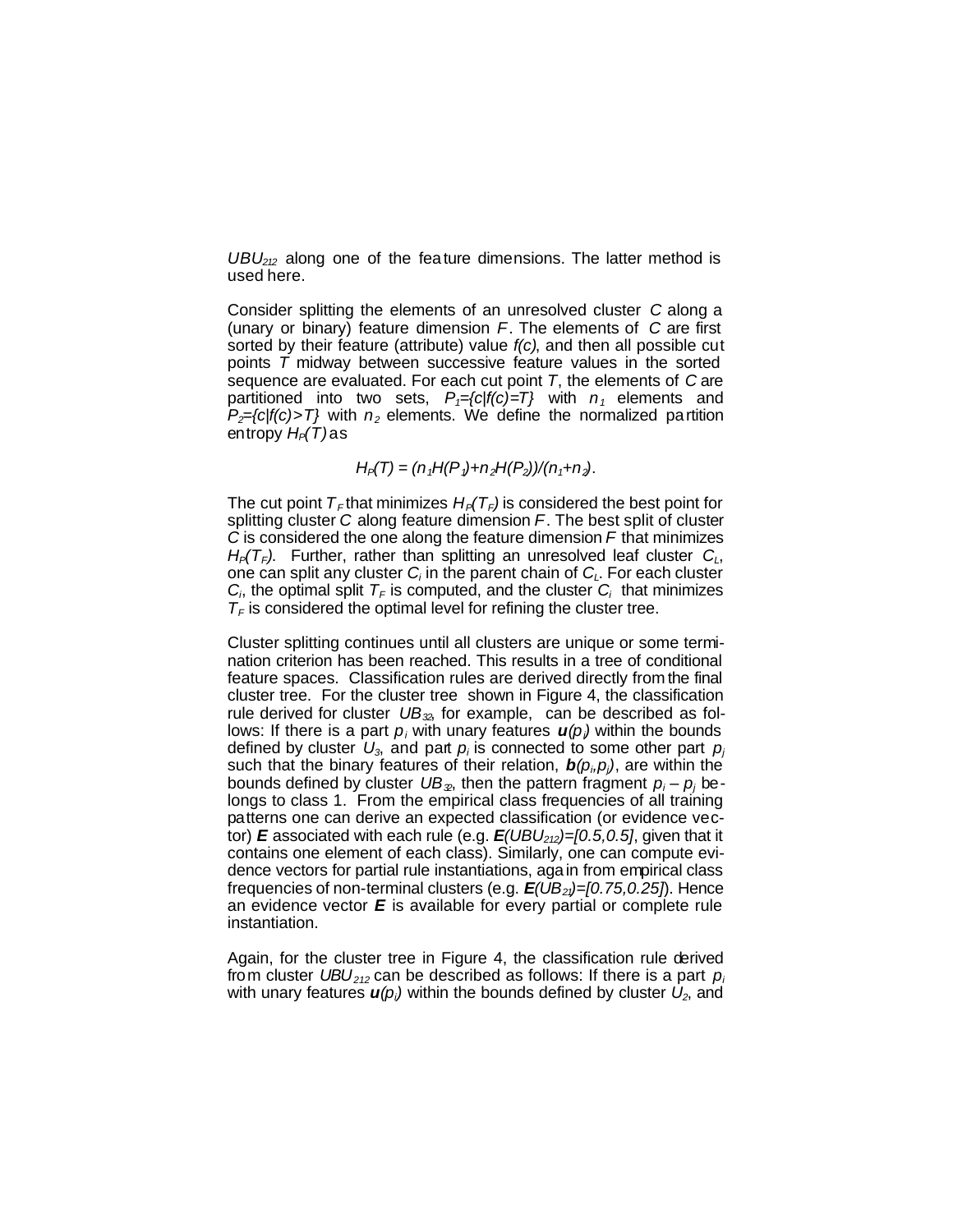$UBU_{212}$ along one of the feature dimensions. The latter method is used here.

Consider splitting the elements of an unresolved cluster $C$ along a (unary or binary) feature dimension $F$. The elements of $C$ are first sorted by their feature (attribute) value $f(c)$, and then all possible cut points $T$ midway between successive feature values in the sorted sequence are evaluated. For each cut point $T$, the elements of $C$ are partitioned into two sets, $P_1=\{c|f(c)=T\}$ with $n_1$ elements and $P_2=\{c|f(c)>T\}$ with $n_2$ elements. We define the normalized partition entropy $H_P(T)$ as

$$H_P(T) = (n_1H(P_1)+n_2H(P_2))/(n_1+n_2).$$

The cut point $T_F$ that minimizes $H_P(T_F)$ is considered the best point for splitting cluster $C$ along feature dimension $F$. The best split of cluster $C$ is considered the one along the feature dimension $F$ that minimizes $H_P(T_F)$. Further, rather than splitting an unresolved leaf cluster $C_L$, one can split any cluster $C_i$ in the parent chain of $C_L$. For each cluster $C_i$, the optimal split $T_F$ is computed, and the cluster $C_i$ that minimizes $T_F$ is considered the optimal level for refining the cluster tree.

Cluster splitting continues until all clusters are unique or some termination criterion has been reached. This results in a tree of conditional feature spaces. Classification rules are derived directly from the final cluster tree. For the cluster tree shown in Figure 4, the classification rule derived for cluster $UB_{32}$, for example, can be described as follows: If there is a part $p_i$ with unary features $\boldsymbol{u}(p_i)$ within the bounds defined by cluster $U_3$, and part $p_i$ is connected to some other part $p_j$ such that the binary features of their relation, $\boldsymbol{b}(p_i,p_j)$, are within the bounds defined by cluster $UB_{32}$, then the pattern fragment $p_i - p_j$ belongs to class 1. From the empirical class frequencies of all training patterns one can derive an expected classification (or evidence vector) $\boldsymbol{E}$ associated with each rule (e.g. $\boldsymbol{E}(UBU_{212})=[0.5,0.5]$, given that it contains one element of each class). Similarly, one can compute evidence vectors for partial rule instantiations, again from empirical class frequencies of non-terminal clusters (e.g. $\boldsymbol{E}(UB_{21})=[0.75,0.25]$). Hence an evidence vector $\boldsymbol{E}$ is available for every partial or complete rule instantiation.

Again, for the cluster tree in Figure 4, the classification rule derived from cluster $UBU_{212}$ can be described as follows: If there is a part $p_i$ with unary features $\boldsymbol{u}(p_i)$ within the bounds defined by cluster $U_2$, and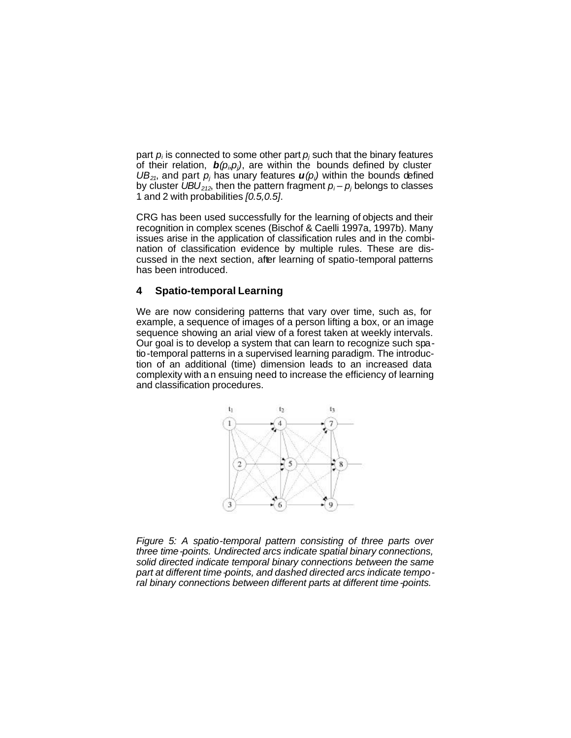part $p_i$ is connected to some other part $p_j$ such that the binary features of their relation, $\boldsymbol{b}(p_i,p_j)$, are within the bounds defined by cluster $UB_{21}$, and part $p_j$ has unary features $\boldsymbol{u}(p_j)$ within the bounds defined by cluster $UBU_{212}$, then the pattern fragment $p_i - p_j$ belongs to classes 1 and 2 with probabilities *[0.5,0.5]*.

CRG has been used successfully for the learning of objects and their recognition in complex scenes (Bischof & Caelli 1997a, 1997b). Many issues arise in the application of classification rules and in the combination of classification evidence by multiple rules. These are discussed in the next section, after learning of spatio-temporal patterns has been introduced.

## 4 Spatio-temporal Learning

We are now considering patterns that vary over time, such as, for example, a sequence of images of a person lifting a box, or an image sequence showing an arial view of a forest taken at weekly intervals. Our goal is to develop a system that can learn to recognize such spatio-temporal patterns in a supervised learning paradigm. The introduction of an additional (time) dimension leads to an increased data complexity with an ensuing need to increase the efficiency of learning and classification procedures.

*Figure 5: A spatio-temporal pattern consisting of three parts over three time-points. Undirected arcs indicate spatial binary connections, solid directed indicate temporal binary connections between the same part at different time-points, and dashed directed arcs indicate temporal binary connections between different parts at different time-points.*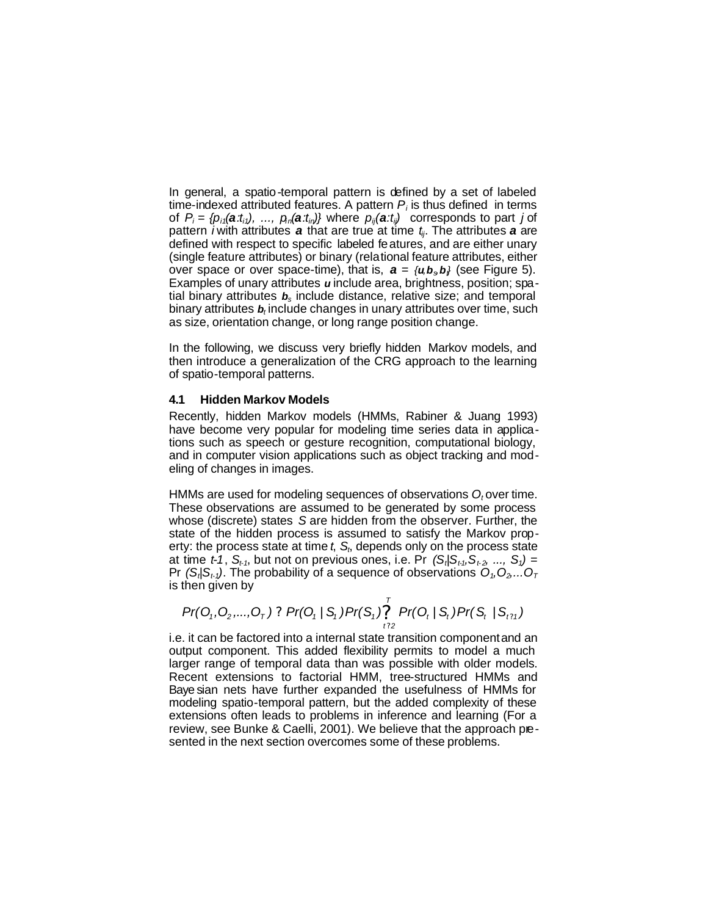In general, a spatio-temporal pattern is defined by a set of labeled time-indexed attributed features. A pattern $P_i$ is thus defined in terms of $P_i = \{p_{i1}(\mathbf{a}:t_{i1}), \ldots, p_{in}(\mathbf{a}:t_{in})\}$ where $p_{ij}(\mathbf{a}:t_{ij})$ corresponds to part $j$ of pattern $i$ with attributes $\mathbf{a}$ that are true at time $t_{ij}$. The attributes $\mathbf{a}$ are defined with respect to specific labeled features, and are either unary (single feature attributes) or binary (relational feature attributes, either over space or over space-time), that is, $\mathbf{a} = \{\mathbf{u}, \mathbf{b}_s, \mathbf{b}_t\}$ (see Figure 5). Examples of unary attributes $\mathbf{u}$ include area, brightness, position; spatial binary attributes $\mathbf{b}_s$ include distance, relative size; and temporal binary attributes $\mathbf{b}_t$ include changes in unary attributes over time, such as size, orientation change, or long range position change.

In the following, we discuss very briefly hidden Markov models, and then introduce a generalization of the CRG approach to the learning of spatio-temporal patterns.

### 4.1 Hidden Markov Models

Recently, hidden Markov models (HMMs, Rabiner & Juang 1993) have become very popular for modeling time series data in applications such as speech or gesture recognition, computational biology, and in computer vision applications such as object tracking and modeling of changes in images.

HMMs are used for modeling sequences of observations $O_t$ over time. These observations are assumed to be generated by some process whose (discrete) states $S$ are hidden from the observer. Further, the state of the hidden process is assumed to satisfy the Markov property: the process state at time $t$, $S_t$, depends only on the process state at time $t$-$1$, $S_{t-1}$, but not on previous ones, i.e. $Pr(S_t|S_{t-1}, S_{t-2}, \ldots, S_1) = Pr(S_t|S_{t-1})$. The probability of a sequence of observations $O_1, O_2, \ldots O_T$ is then given by

$$Pr(O_1, O_2, \ldots, O_T) = Pr(O_1 | S_1) Pr(S_1) \prod_{t=2}^{T} Pr(O_t | S_t) Pr(S_t | S_{t-1})$$

i.e. it can be factored into a internal state transition component and an output component. This added flexibility permits to model a much larger range of temporal data than was possible with older models. Recent extensions to factorial HMM, tree-structured HMMs and Bayesian nets have further expanded the usefulness of HMMs for modeling spatio-temporal pattern, but the added complexity of these extensions often leads to problems in inference and learning (For a review, see Bunke & Caelli, 2001). We believe that the approach presented in the next section overcomes some of these problems.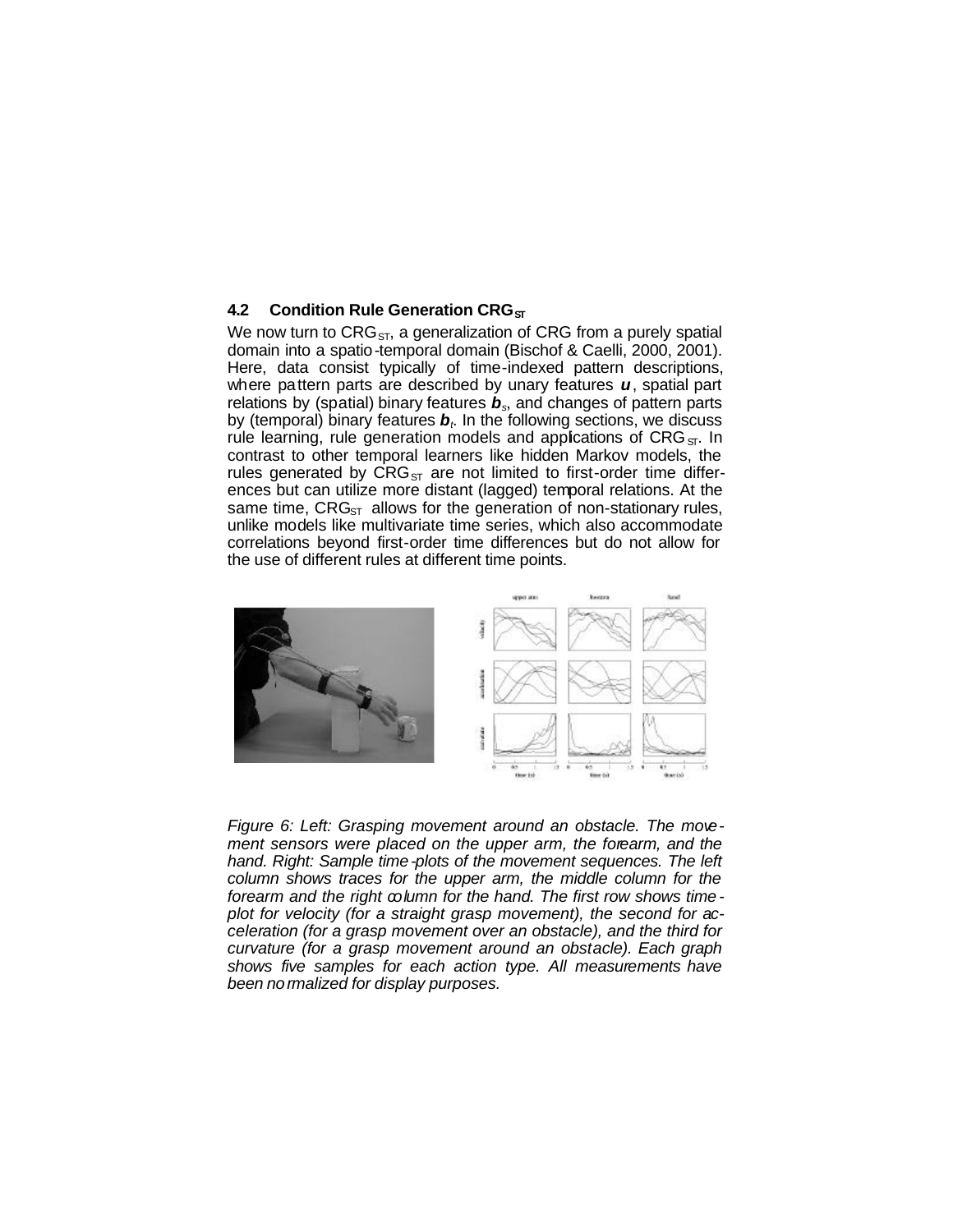### 4.2 Condition Rule Generation $CRG_{ST}$

We now turn to $CRG_{ST}$, a generalization of CRG from a purely spatial domain into a spatio-temporal domain (Bischof & Caelli, 2000, 2001). Here, data consist typically of time-indexed pattern descriptions, where pattern parts are described by unary features $\boldsymbol{u}$, spatial part relations by (spatial) binary features $\boldsymbol{b}_s$, and changes of pattern parts by (temporal) binary features $\boldsymbol{b}_t$. In the following sections, we discuss rule learning, rule generation models and applications of $CRG_{ST}$. In contrast to other temporal learners like hidden Markov models, the rules generated by $CRG_{ST}$ are not limited to first-order time differences but can utilize more distant (lagged) temporal relations. At the same time, $CRG_{ST}$ allows for the generation of non-stationary rules, unlike models like multivariate time series, which also accommodate correlations beyond first-order time differences but do not allow for the use of different rules at different time points.

*Figure 6: Left: Grasping movement around an obstacle. The movement sensors were placed on the upper arm, the forearm, and the hand. Right: Sample time-plots of the movement sequences. The left column shows traces for the upper arm, the middle column for the forearm and the right column for the hand. The first row shows time-plot for velocity (for a straight grasp movement), the second for acceleration (for a grasp movement over an obstacle), and the third for curvature (for a grasp movement around an obstacle). Each graph shows five samples for each action type. All measurements have been normalized for display purposes.*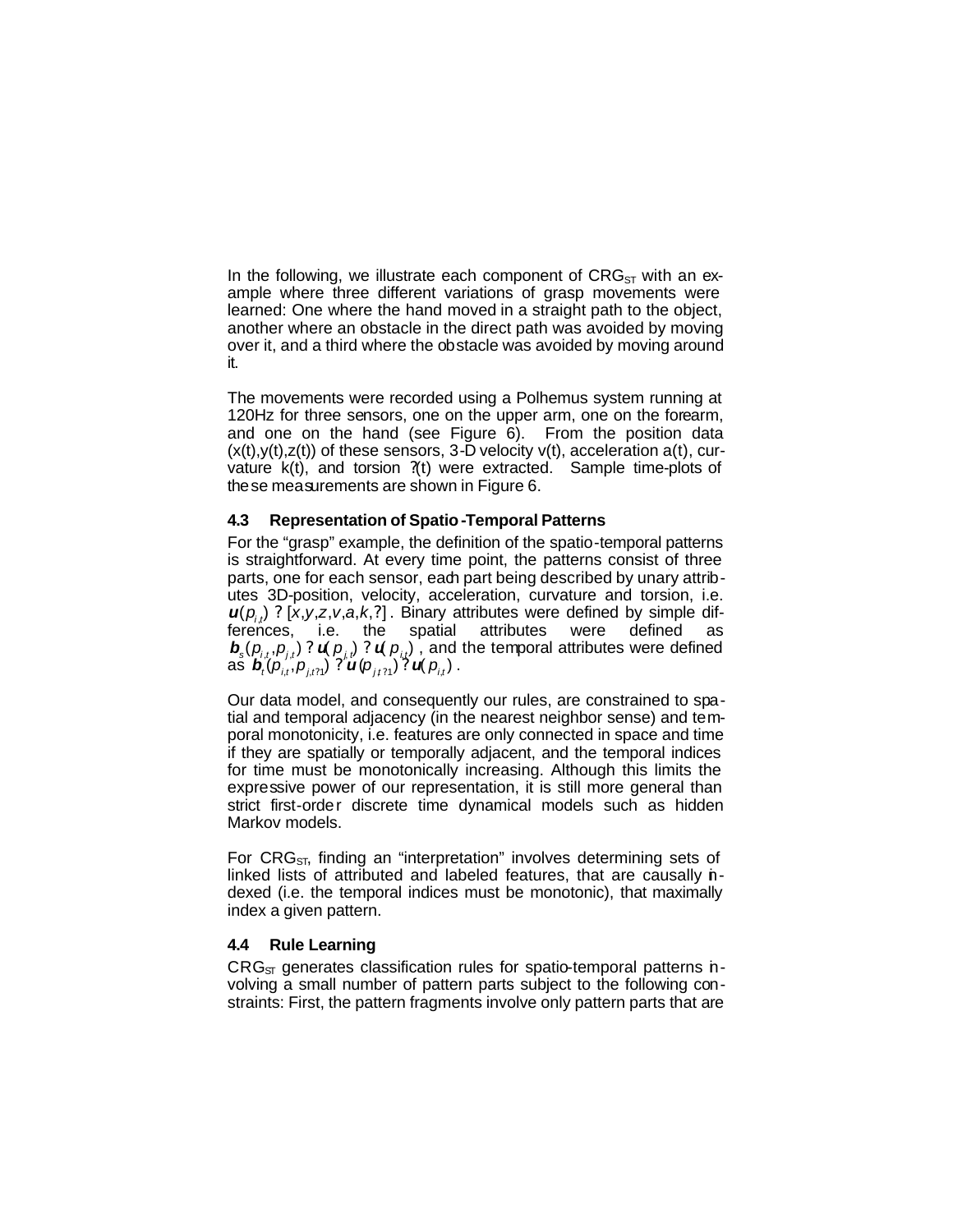In the following, we illustrate each component of $CRG_{ST}$ with an example where three different variations of grasp movements were learned: One where the hand moved in a straight path to the object, another where an obstacle in the direct path was avoided by moving over it, and a third where the obstacle was avoided by moving around it.

The movements were recorded using a Polhemus system running at 120Hz for three sensors, one on the upper arm, one on the forearm, and one on the hand (see Figure 6). From the position data (x(t),y(t),z(t)) of these sensors, 3-D velocity v(t), acceleration a(t), curvature k(t), and torsion ?(t) were extracted. Sample time-plots of these measurements are shown in Figure 6.

### 4.3 Representation of Spatio-Temporal Patterns

For the "grasp" example, the definition of the spatio-temporal patterns is straightforward. At every time point, the patterns consist of three parts, one for each sensor, each part being described by unary attributes 3D-position, velocity, acceleration, curvature and torsion, i.e. $\boldsymbol{u}(p_{i,t})$ ? $[x,y,z,v,a,k,?]$. Binary attributes were defined by simple differences, i.e. the spatial attributes were defined as $\boldsymbol{b}_s(p_{i,t},p_{j,t})$ ? $\boldsymbol{u}(p_{j,t})$ ? $\boldsymbol{u}(p_{i,t})$, and the temporal attributes were defined as $\boldsymbol{b}_t(p_{i,t},p_{j,t?1})$ ? $\boldsymbol{u}(p_{j,t?1})$ ? $\boldsymbol{u}(p_{i,t})$.

Our data model, and consequently our rules, are constrained to spatial and temporal adjacency (in the nearest neighbor sense) and temporal monotonicity, i.e. features are only connected in space and time if they are spatially or temporally adjacent, and the temporal indices for time must be monotonically increasing. Although this limits the expressive power of our representation, it is still more general than strict first-order discrete time dynamical models such as hidden Markov models.

For $CRG_{ST}$, finding an "interpretation" involves determining sets of linked lists of attributed and labeled features, that are causally indexed (i.e. the temporal indices must be monotonic), that maximally index a given pattern.

### 4.4 Rule Learning

$CRG_{ST}$ generates classification rules for spatio-temporal patterns involving a small number of pattern parts subject to the following constraints: First, the pattern fragments involve only pattern parts that are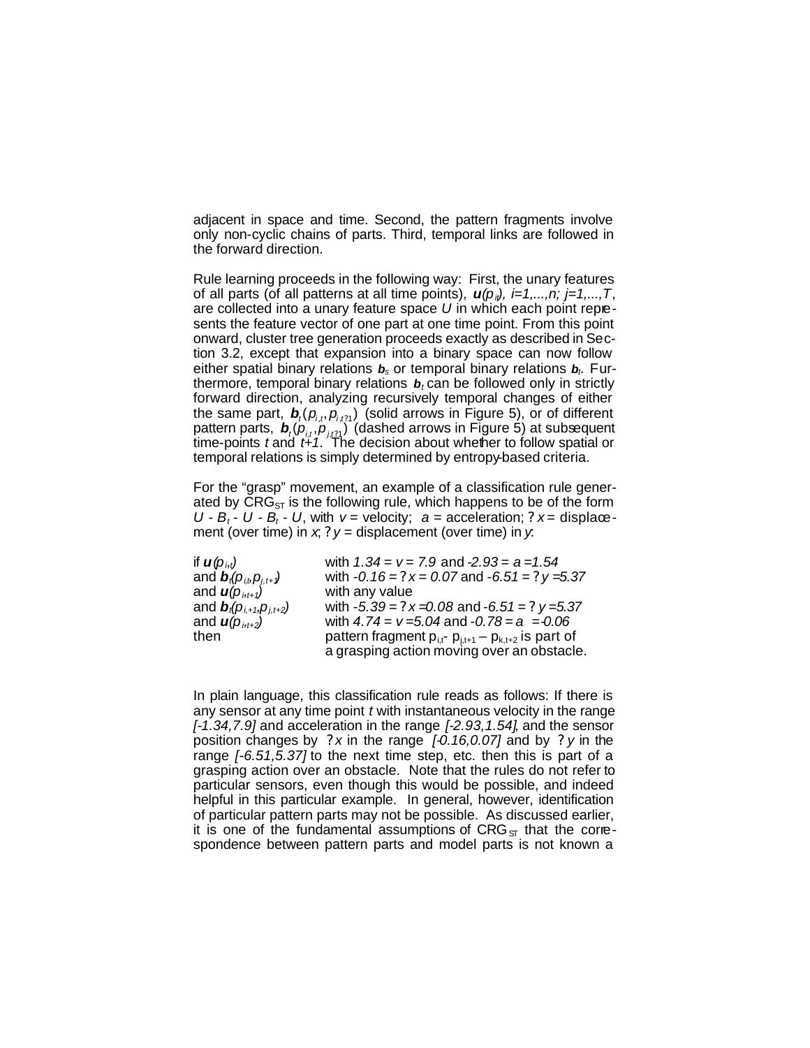adjacent in space and time. Second, the pattern fragments involve only non-cyclic chains of parts. Third, temporal links are followed in the forward direction.

Rule learning proceeds in the following way: First, the unary features of all parts (of all patterns at all time points), $\boldsymbol{u}(p_{ij})$, $i=1,...,n;\ j=1,...,T$, are collected into a unary feature space $U$ in which each point represents the feature vector of one part at one time point. From this point onward, cluster tree generation proceeds exactly as described in Section 3.2, except that expansion into a binary space can now follow either spatial binary relations $\boldsymbol{b}_s$ or temporal binary relations $\boldsymbol{b}_t$. Furthermore, temporal binary relations $\boldsymbol{b}_t$ can be followed only in strictly forward direction, analyzing recursively temporal changes of either the same part, $\boldsymbol{b}_t(p_{i,t}, p_{i,t?1})$ (solid arrows in Figure 5), or of different pattern parts, $\boldsymbol{b}_t(p_{i,t}, p_{j,t?1})$ (dashed arrows in Figure 5) at subsequent time-points $t$ and $t+1$. The decision about whether to follow spatial or temporal relations is simply determined by entropy-based criteria.

For the "grasp" movement, an example of a classification rule generated by $CRG_{ST}$ is the following rule, which happens to be of the form $U$ - $B_t$ - $U$ - $B_t$ - $U$, with $v$ = velocity; $a$ = acceleration; $?x$ = displacement (over time) in $x$; $?y$ = displacement (over time) in $y$:

| | |
|---|---|
| if $\boldsymbol{u}(p_{i,t})$ | with $1.34 = v = 7.9$ and $-2.93 = a = 1.54$ |
| and $\boldsymbol{b}_t(p_{i,t}, p_{j,t+1})$ | with $-0.16 = ?x = 0.07$ and $-6.51 = ?y = 5.37$ |
| and $\boldsymbol{u}(p_{i,t+1})$ | with any value |
| and $\boldsymbol{b}_t(p_{i,+1}, p_{j,t+2})$ | with $-5.39 = ?x = 0.08$ and $-6.51 = ?y = 5.37$ |
| and $\boldsymbol{u}(p_{i,t+2})$ | with $4.74 = v = 5.04$ and $-0.78 = a = -0.06$ |
| then | pattern fragment $p_{i,t}$- $p_{j,t+1}$ – $p_{k,t+2}$ is part of a grasping action moving over an obstacle. |

In plain language, this classification rule reads as follows: If there is any sensor at any time point $t$ with instantaneous velocity in the range *[-1.34,7.9]* and acceleration in the range *[-2.93,1.54]*, and the sensor position changes by $?x$ in the range *[-0.16,0.07]* and by $?y$ in the range *[-6.51,5.37]* to the next time step, etc. then this is part of a grasping action over an obstacle. Note that the rules do not refer to particular sensors, even though this would be possible, and indeed helpful in this particular example. In general, however, identification of particular pattern parts may not be possible. As discussed earlier, it is one of the fundamental assumptions of $CRG_{ST}$ that the correspondence between pattern parts and model parts is not known a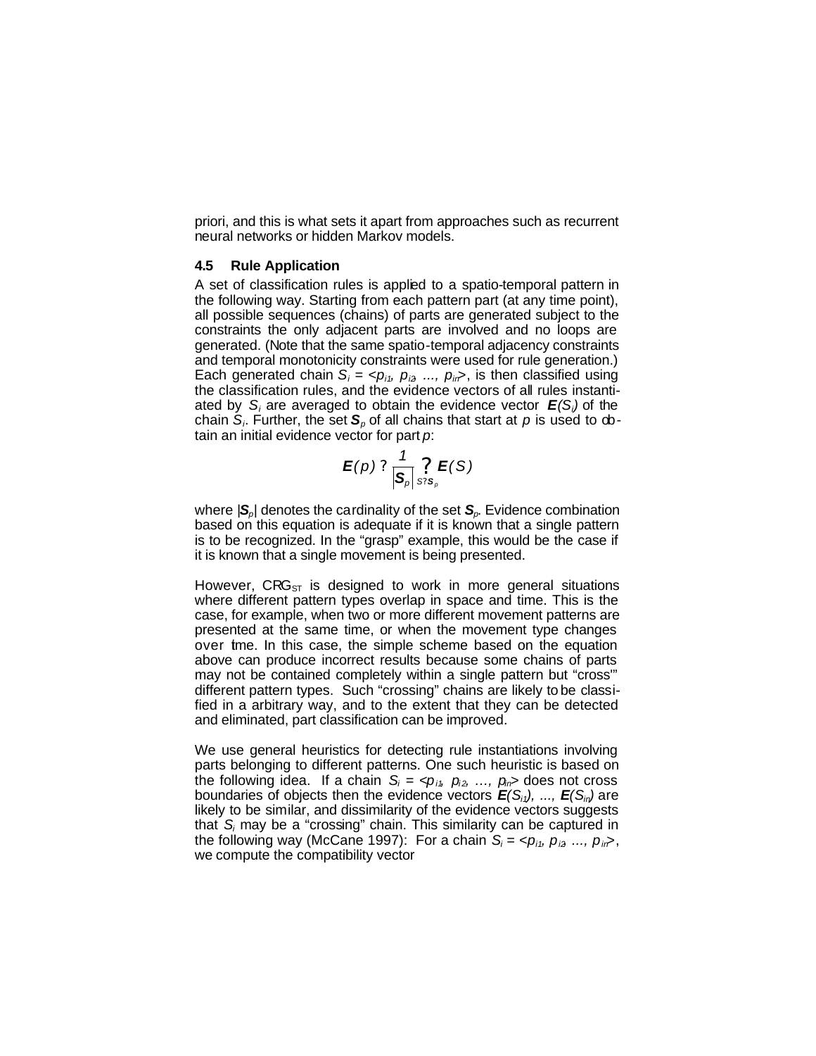priori, and this is what sets it apart from approaches such as recurrent neural networks or hidden Markov models.

### 4.5 Rule Application

A set of classification rules is applied to a spatio-temporal pattern in the following way. Starting from each pattern part (at any time point), all possible sequences (chains) of parts are generated subject to the constraints the only adjacent parts are involved and no loops are generated. (Note that the same spatio-temporal adjacency constraints and temporal monotonicity constraints were used for rule generation.) Each generated chain $S_i = \langle p_{i1}, p_{i2}, \ldots, p_{in} \rangle$, is then classified using the classification rules, and the evidence vectors of all rules instantiated by $S_i$ are averaged to obtain the evidence vector $\boldsymbol{E}(S_i)$ of the chain $S_i$. Further, the set $\boldsymbol{S}_p$ of all chains that start at $p$ is used to obtain an initial evidence vector for part $p$:

$$\boldsymbol{E}(p) = \frac{1}{|\boldsymbol{S}_p|} \sum_{S \in \boldsymbol{S}_p} \boldsymbol{E}(S)$$

where $|\boldsymbol{S}_p|$ denotes the cardinality of the set $\boldsymbol{S}_p$. Evidence combination based on this equation is adequate if it is known that a single pattern is to be recognized. In the “grasp” example, this would be the case if it is known that a single movement is being presented.

However, $CRG_{ST}$ is designed to work in more general situations where different pattern types overlap in space and time. This is the case, for example, when two or more different movement patterns are presented at the same time, or when the movement type changes over time. In this case, the simple scheme based on the equation above can produce incorrect results because some chains of parts may not be contained completely within a single pattern but “cross'” different pattern types. Such “crossing” chains are likely to be classified in a arbitrary way, and to the extent that they can be detected and eliminated, part classification can be improved.

We use general heuristics for detecting rule instantiations involving parts belonging to different patterns. One such heuristic is based on the following idea. If a chain $S_i = \langle p_{i1}, p_{i2}, \ldots, p_{in} \rangle$ does not cross boundaries of objects then the evidence vectors $\boldsymbol{E}(S_{i1}), \ldots, \boldsymbol{E}(S_{in})$ are likely to be similar, and dissimilarity of the evidence vectors suggests that $S_i$ may be a “crossing” chain. This similarity can be captured in the following way (McCane 1997): For a chain $S_i = \langle p_{i1}, p_{i2}, \ldots, p_{in} \rangle$, we compute the compatibility vector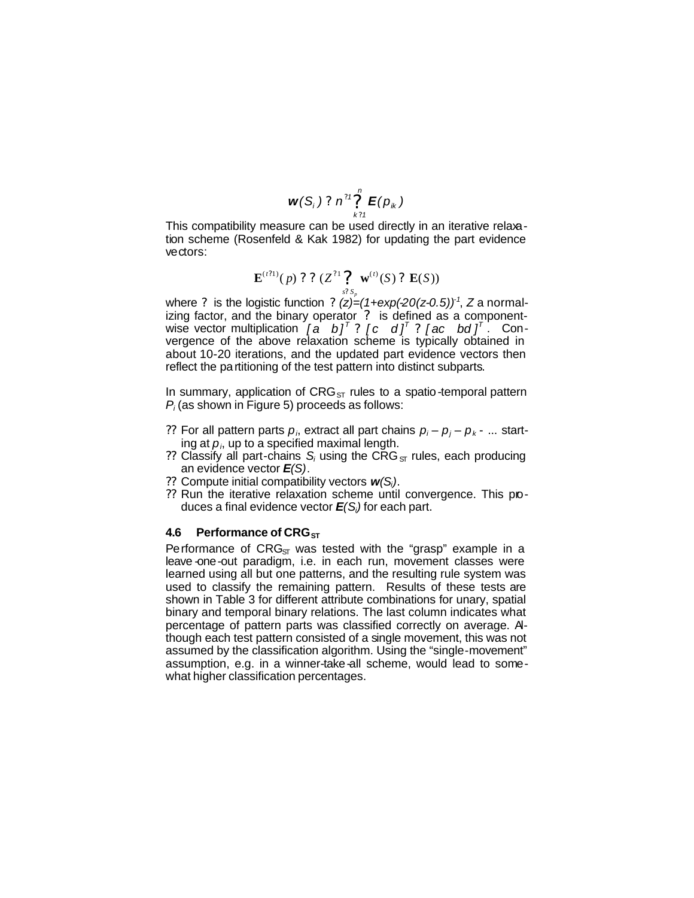$$\boldsymbol{w}(S_i) = n^{-1} \sum_{k=1}^{n} \boldsymbol{E}(p_{ik})$$

This compatibility measure can be used directly in an iterative relaxation scheme (Rosenfeld & Kak 1982) for updating the part evidence vectors:

$$\mathbf{E}^{(t+1)}(p) = \sigma\,(Z^{-1} \sum_{s \in S_p} \mathbf{w}^{(t)}(S) \otimes \mathbf{E}(S))$$

where $\sigma$ is the logistic function $\sigma(z)=(1+exp(-20(z-0.5)))^{-1}$, $Z$ a normalizing factor, and the binary operator $\otimes$ is defined as a componentwise vector multiplication $[a \quad b]^T \otimes [c \quad d]^T = [ac \quad bd]^T$. Convergence of the above relaxation scheme is typically obtained in about 10-20 iterations, and the updated part evidence vectors then reflect the partitioning of the test pattern into distinct subparts.

In summary, application of $CRG_{ST}$ rules to a spatio-temporal pattern $P_i$ (as shown in Figure 5) proceeds as follows:

- For all pattern parts $p_i$, extract all part chains $p_i - p_j - p_k$ - ... starting at $p_i$, up to a specified maximal length.
- Classify all part-chains $S_i$ using the $CRG_{ST}$ rules, each producing an evidence vector $\boldsymbol{E}(S)$.
- Compute initial compatibility vectors $\boldsymbol{w}(S_i)$.
- Run the iterative relaxation scheme until convergence. This produces a final evidence vector $\boldsymbol{E}(S_i)$ for each part.

### 4.6 Performance of $CRG_{ST}$

Performance of $CRG_{ST}$ was tested with the "grasp" example in a leave-one-out paradigm, i.e. in each run, movement classes were learned using all but one patterns, and the resulting rule system was used to classify the remaining pattern. Results of these tests are shown in Table 3 for different attribute combinations for unary, spatial binary and temporal binary relations. The last column indicates what percentage of pattern parts was classified correctly on average. Although each test pattern consisted of a single movement, this was not assumed by the classification algorithm. Using the "single-movement" assumption, e.g. in a winner-take-all scheme, would lead to somewhat higher classification percentages.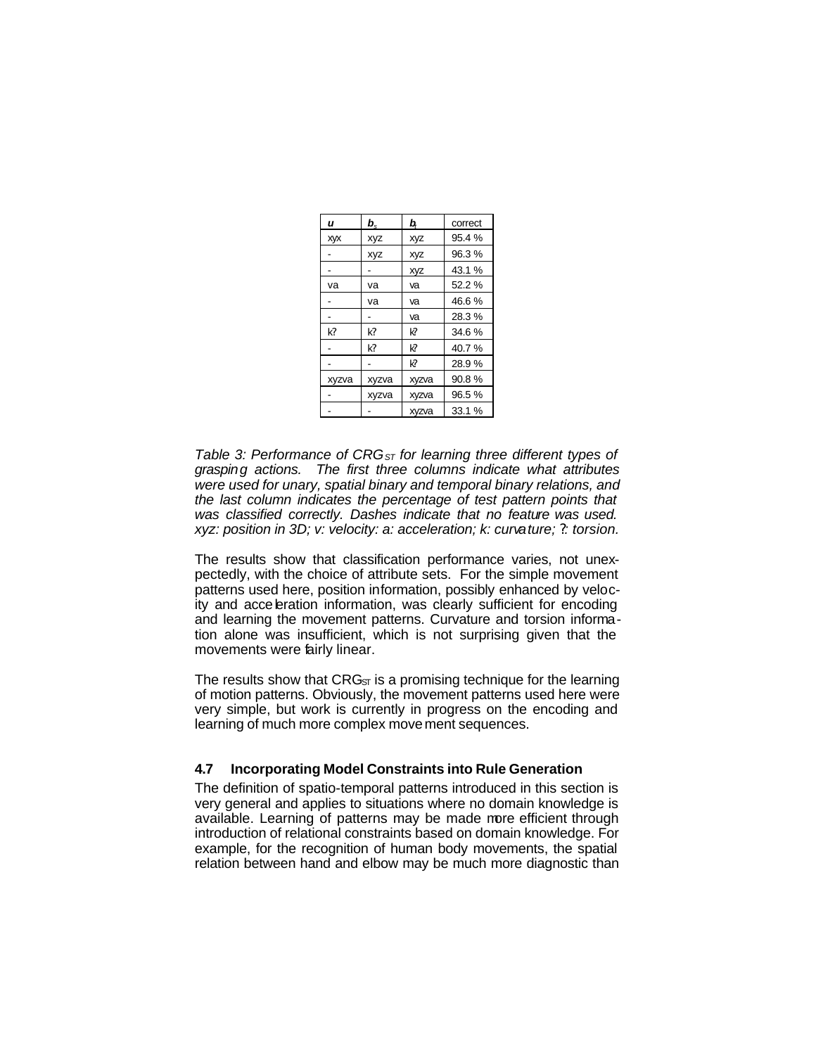| *u* | $b_s$ | $b_t$ | correct |
|---|---|---|---|
| xyx | xyz | xyz | 95.4 % |
| - | xyz | xyz | 96.3 % |
| - | - | xyz | 43.1 % |
| va | va | va | 52.2 % |
| - | va | va | 46.6 % |
| - | - | va | 28.3 % |
| k? | k? | k? | 34.6 % |
| - | k? | k? | 40.7 % |
| - | - | k? | 28.9 % |
| xyzva | xyzva | xyzva | 90.8 % |
| - | xyzva | xyzva | 96.5 % |
| - | - | xyzva | 33.1 % |

*Table 3: Performance of $CRG_{ST}$ for learning three different types of grasping actions. The first three columns indicate what attributes were used for unary, spatial binary and temporal binary relations, and the last column indicates the percentage of test pattern points that was classified correctly. Dashes indicate that no feature was used. xyz: position in 3D; v: velocity: a: acceleration; k: curvature; ?: torsion.*

The results show that classification performance varies, not unexpectedly, with the choice of attribute sets. For the simple movement patterns used here, position information, possibly enhanced by velocity and acceleration information, was clearly sufficient for encoding and learning the movement patterns. Curvature and torsion information alone was insufficient, which is not surprising given that the movements were fairly linear.

The results show that $CRG_{ST}$ is a promising technique for the learning of motion patterns. Obviously, the movement patterns used here were very simple, but work is currently in progress on the encoding and learning of much more complex movement sequences.

### 4.7 Incorporating Model Constraints into Rule Generation

The definition of spatio-temporal patterns introduced in this section is very general and applies to situations where no domain knowledge is available. Learning of patterns may be made more efficient through introduction of relational constraints based on domain knowledge. For example, for the recognition of human body movements, the spatial relation between hand and elbow may be much more diagnostic than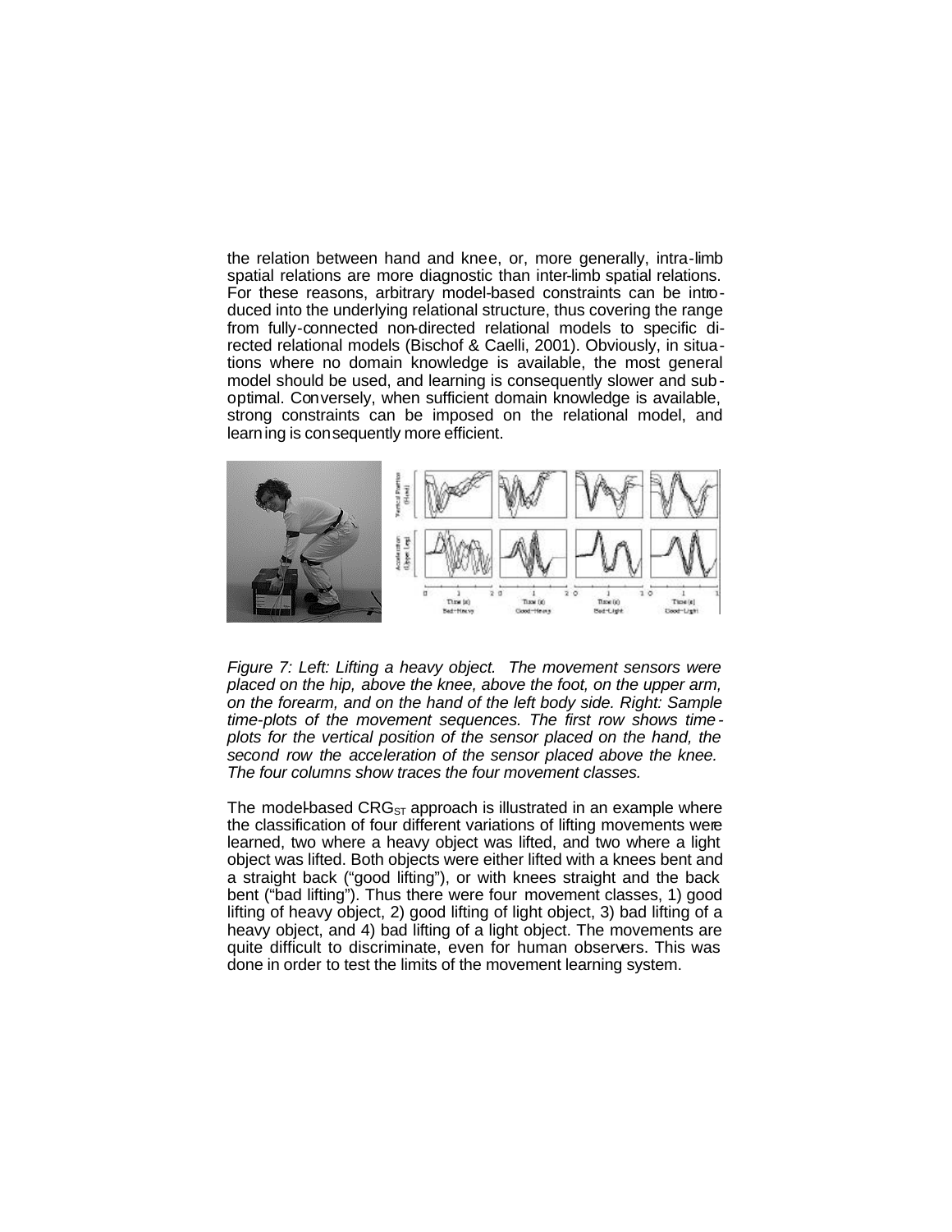the relation between hand and knee, or, more generally, intra-limb spatial relations are more diagnostic than inter-limb spatial relations. For these reasons, arbitrary model-based constraints can be introduced into the underlying relational structure, thus covering the range from fully-connected non-directed relational models to specific directed relational models (Bischof & Caelli, 2001). Obviously, in situations where no domain knowledge is available, the most general model should be used, and learning is consequently slower and suboptimal. Conversely, when sufficient domain knowledge is available, strong constraints can be imposed on the relational model, and learning is consequently more efficient.

*Figure 7: Left: Lifting a heavy object. The movement sensors were placed on the hip, above the knee, above the foot, on the upper arm, on the forearm, and on the hand of the left body side. Right: Sample time-plots of the movement sequences. The first row shows time-plots for the vertical position of the sensor placed on the hand, the second row the acceleration of the sensor placed above the knee. The four columns show traces the four movement classes.*

The model-based $CRG_{ST}$ approach is illustrated in an example where the classification of four different variations of lifting movements were learned, two where a heavy object was lifted, and two where a light object was lifted. Both objects were either lifted with a knees bent and a straight back ("good lifting"), or with knees straight and the back bent ("bad lifting"). Thus there were four movement classes, 1) good lifting of heavy object, 2) good lifting of light object, 3) bad lifting of a heavy object, and 4) bad lifting of a light object. The movements are quite difficult to discriminate, even for human observers. This was done in order to test the limits of the movement learning system.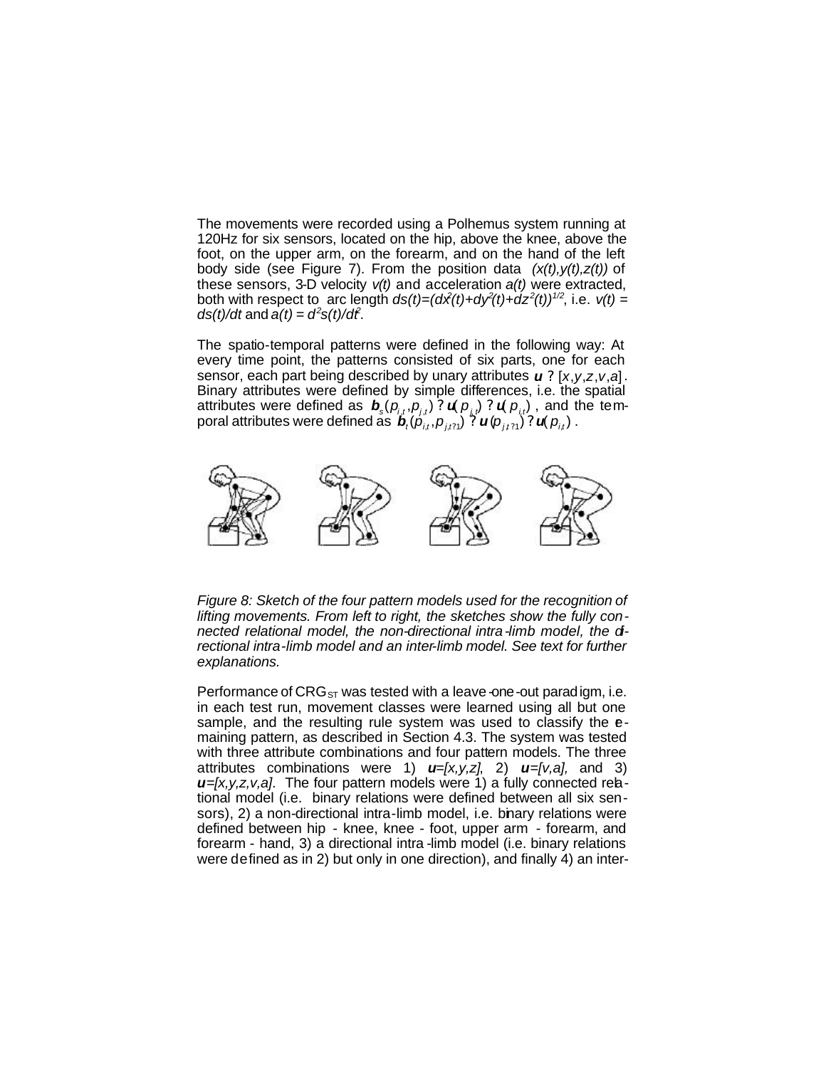The movements were recorded using a Polhemus system running at 120Hz for six sensors, located on the hip, above the knee, above the foot, on the upper arm, on the forearm, and on the hand of the left body side (see Figure 7). From the position data $(x(t),y(t),z(t))$ of these sensors, 3-D velocity $v(t)$ and acceleration $a(t)$ were extracted, both with respect to arc length $ds(t)=(dx^2(t)+dy^2(t)+dz^2(t))^{1/2}$, i.e. $v(t) = ds(t)/dt$ and $a(t) = d^2s(t)/dt^2$.

The spatio-temporal patterns were defined in the following way: At every time point, the patterns consisted of six parts, one for each sensor, each part being described by unary attributes $\boldsymbol{u}$ ? $[x,y,z,v,a]$. Binary attributes were defined by simple differences, i.e. the spatial attributes were defined as $\boldsymbol{b}_s(p_{i,t},p_{j,t})$ ? $\boldsymbol{u}(p_{j,t})$ ? $\boldsymbol{u}(p_{i,t})$, and the temporal attributes were defined as $\boldsymbol{b}_t(p_{i,t},p_{j,t?1})$ ? $\boldsymbol{u}(p_{j,t?1})$ ? $\boldsymbol{u}(p_{i,t})$.

*Figure 8: Sketch of the four pattern models used for the recognition of lifting movements. From left to right, the sketches show the fully connected relational model, the non-directional intra-limb model, the directional intra-limb model and an inter-limb model. See text for further explanations.*

Performance of $CRG_{ST}$ was tested with a leave-one-out paradigm, i.e. in each test run, movement classes were learned using all but one sample, and the resulting rule system was used to classify the remaining pattern, as described in Section 4.3. The system was tested with three attribute combinations and four pattern models. The three attributes combinations were 1) $\boldsymbol{u}=[x,y,z]$, 2) $\boldsymbol{u}=[v,a]$, and 3) $\boldsymbol{u}=[x,y,z,v,a]$. The four pattern models were 1) a fully connected relational model (i.e. binary relations were defined between all six sensors), 2) a non-directional intra-limb model, i.e. binary relations were defined between hip - knee, knee - foot, upper arm - forearm, and forearm - hand, 3) a directional intra-limb model (i.e. binary relations were defined as in 2) but only in one direction), and finally 4) an inter-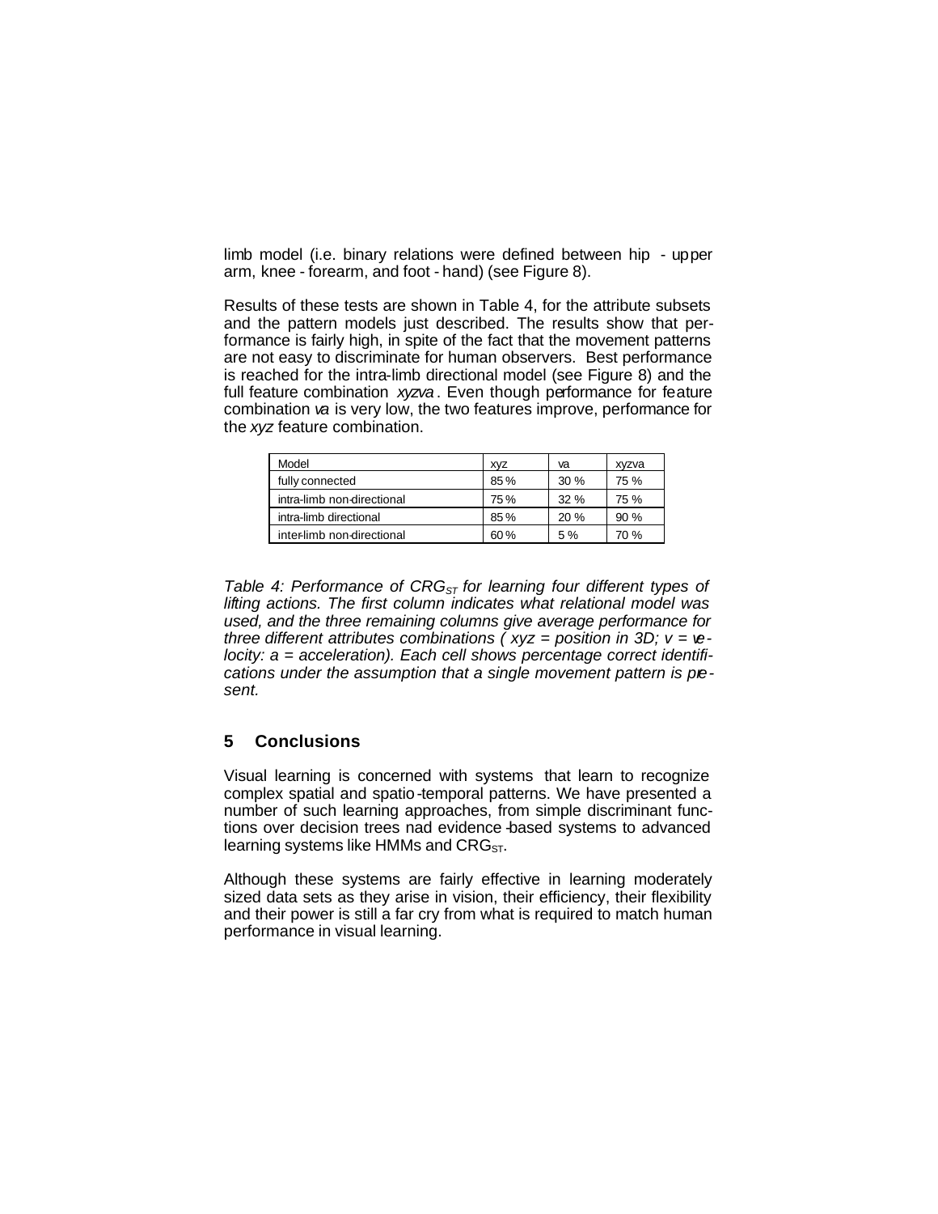limb model (i.e. binary relations were defined between hip - upper arm, knee - forearm, and foot - hand) (see Figure 8).

Results of these tests are shown in Table 4, for the attribute subsets and the pattern models just described. The results show that performance is fairly high, in spite of the fact that the movement patterns are not easy to discriminate for human observers. Best performance is reached for the intra-limb directional model (see Figure 8) and the full feature combination *xyzva*. Even though performance for feature combination *va* is very low, the two features improve, performance for the *xyz* feature combination.

| Model | xyz | va | xyzva |
|---|---|---|---|
| fully connected | 85 % | 30 % | 75 % |
| intra-limb non-directional | 75 % | 32 % | 75 % |
| intra-limb directional | 85 % | 20 % | 90 % |
| inter-limb non-directional | 60 % | 5 % | 70 % |

*Table 4: Performance of $CRG_{ST}$ for learning four different types of lifting actions. The first column indicates what relational model was used, and the three remaining columns give average performance for three different attributes combinations ( xyz = position in 3D; v = velocity: a = acceleration). Each cell shows percentage correct identifications under the assumption that a single movement pattern is present.*

## 5 Conclusions

Visual learning is concerned with systems that learn to recognize complex spatial and spatio-temporal patterns. We have presented a number of such learning approaches, from simple discriminant functions over decision trees nad evidence-based systems to advanced learning systems like HMMs and $CRG_{ST}$.

Although these systems are fairly effective in learning moderately sized data sets as they arise in vision, their efficiency, their flexibility and their power is still a far cry from what is required to match human performance in visual learning.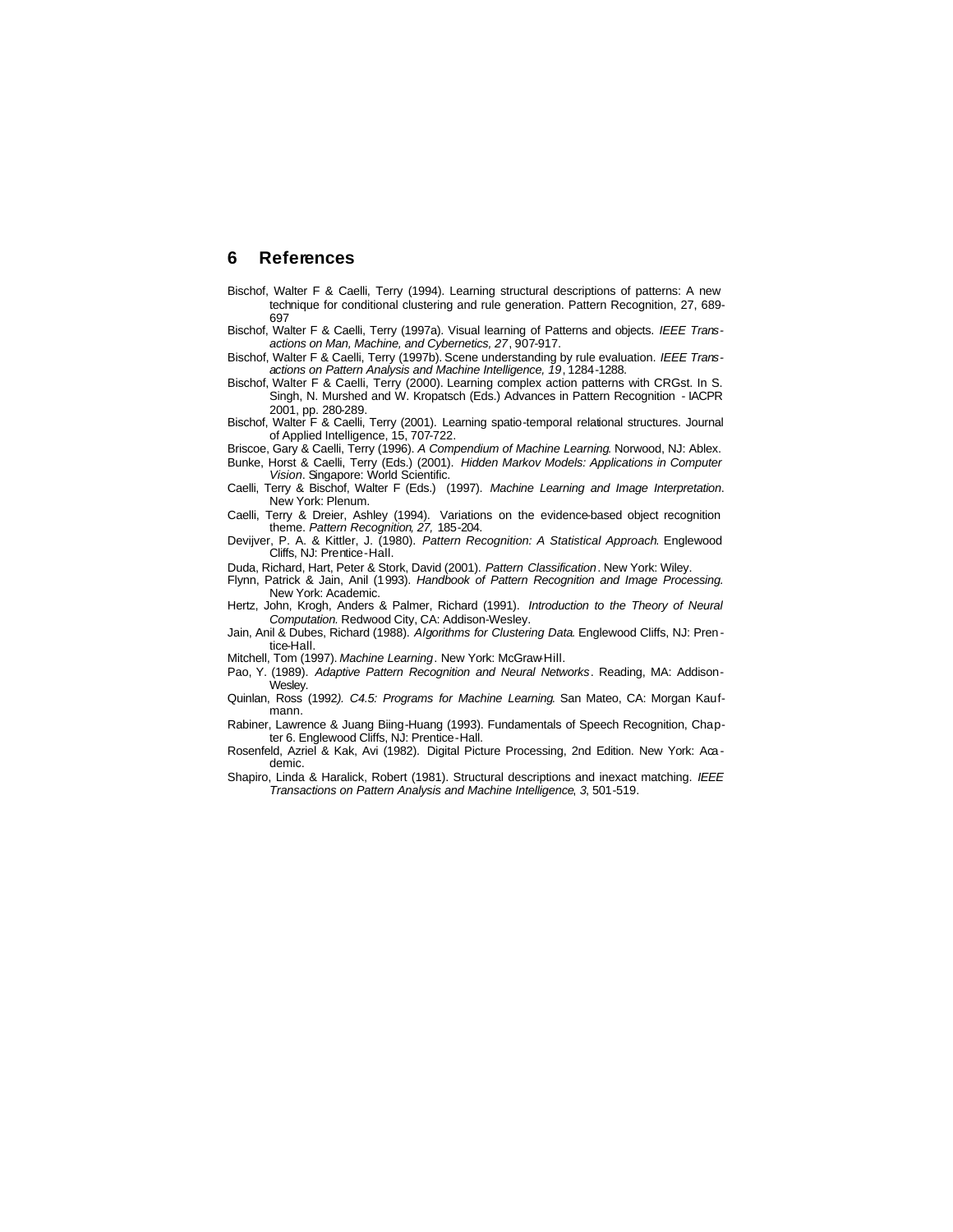## 6 References

Bischof, Walter F & Caelli, Terry (1994). Learning structural descriptions of patterns: A new technique for conditional clustering and rule generation. Pattern Recognition, 27, 689-697

Bischof, Walter F & Caelli, Terry (1997a). Visual learning of Patterns and objects. *IEEE Transactions on Man, Machine, and Cybernetics, 27*, 907-917.

Bischof, Walter F & Caelli, Terry (1997b). Scene understanding by rule evaluation. *IEEE Transactions on Pattern Analysis and Machine Intelligence, 19*, 1284-1288.

Bischof, Walter F & Caelli, Terry (2000). Learning complex action patterns with CRGst. In S. Singh, N. Murshed and W. Kropatsch (Eds.) Advances in Pattern Recognition - IACPR 2001, pp. 280-289.

Bischof, Walter F & Caelli, Terry (2001). Learning spatio-temporal relational structures. Journal of Applied Intelligence, 15, 707-722.

Briscoe, Gary & Caelli, Terry (1996). *A Compendium of Machine Learning*. Norwood, NJ: Ablex.

Bunke, Horst & Caelli, Terry (Eds.) (2001). *Hidden Markov Models: Applications in Computer Vision*. Singapore: World Scientific.

Caelli, Terry & Bischof, Walter F (Eds.) (1997). *Machine Learning and Image Interpretation*. New York: Plenum.

Caelli, Terry & Dreier, Ashley (1994). Variations on the evidence-based object recognition theme. *Pattern Recognition, 27,* 185-204.

Devijver, P. A. & Kittler, J. (1980). *Pattern Recognition: A Statistical Approach*. Englewood Cliffs, NJ: Prentice-Hall.

Duda, Richard, Hart, Peter & Stork, David (2001). *Pattern Classification*. New York: Wiley.

Flynn, Patrick & Jain, Anil (1993). *Handbook of Pattern Recognition and Image Processing.* New York: Academic.

Hertz, John, Krogh, Anders & Palmer, Richard (1991). *Introduction to the Theory of Neural Computation.* Redwood City, CA: Addison-Wesley.

Jain, Anil & Dubes, Richard (1988). *Algorithms for Clustering Data*. Englewood Cliffs, NJ: Prentice-Hall.

Mitchell, Tom (1997). *Machine Learning*. New York: McGraw-Hill.

Pao, Y. (1989). *Adaptive Pattern Recognition and Neural Networks*. Reading, MA: Addison-Wesley.

Quinlan, Ross (1992*). C4.5: Programs for Machine Learning*. San Mateo, CA: Morgan Kaufmann.

Rabiner, Lawrence & Juang Biing-Huang (1993). Fundamentals of Speech Recognition, Chapter 6. Englewood Cliffs, NJ: Prentice-Hall.

Rosenfeld, Azriel & Kak, Avi (1982). Digital Picture Processing, 2nd Edition. New York: Academic.

Shapiro, Linda & Haralick, Robert (1981). Structural descriptions and inexact matching. *IEEE Transactions on Pattern Analysis and Machine Intelligence*, *3*, 501-519.